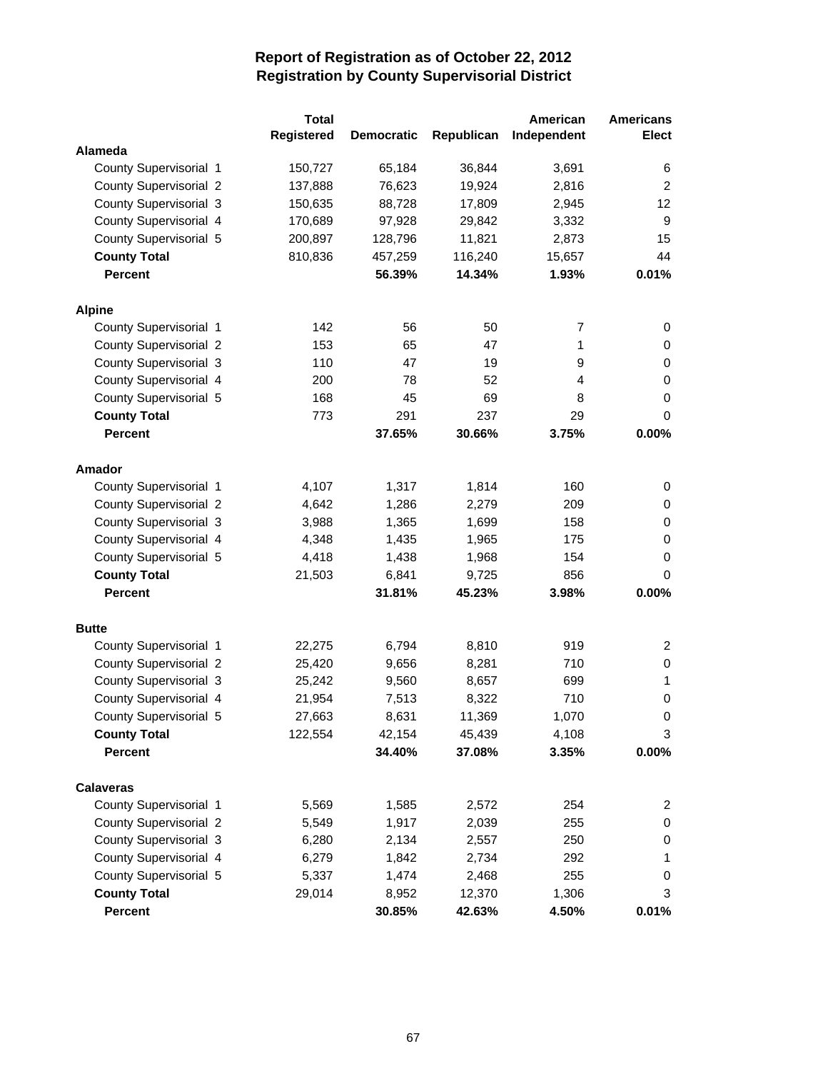# Report of Registration as of October 22, 2012
## Registration by County Supervisorial District

| | Total Registered | Democratic | Republican | American Independent | Americans Elect |
|---|---|---|---|---|---|
| **Alameda** | | | | | |
| County Supervisorial 1 | 150,727 | 65,184 | 36,844 | 3,691 | 6 |
| County Supervisorial 2 | 137,888 | 76,623 | 19,924 | 2,816 | 2 |
| County Supervisorial 3 | 150,635 | 88,728 | 17,809 | 2,945 | 12 |
| County Supervisorial 4 | 170,689 | 97,928 | 29,842 | 3,332 | 9 |
| County Supervisorial 5 | 200,897 | 128,796 | 11,821 | 2,873 | 15 |
| **County Total** | 810,836 | 457,259 | 116,240 | 15,657 | 44 |
| **Percent** | | **56.39%** | **14.34%** | **1.93%** | **0.01%** |
| **Alpine** | | | | | |
| County Supervisorial 1 | 142 | 56 | 50 | 7 | 0 |
| County Supervisorial 2 | 153 | 65 | 47 | 1 | 0 |
| County Supervisorial 3 | 110 | 47 | 19 | 9 | 0 |
| County Supervisorial 4 | 200 | 78 | 52 | 4 | 0 |
| County Supervisorial 5 | 168 | 45 | 69 | 8 | 0 |
| **County Total** | 773 | 291 | 237 | 29 | 0 |
| **Percent** | | **37.65%** | **30.66%** | **3.75%** | **0.00%** |
| **Amador** | | | | | |
| County Supervisorial 1 | 4,107 | 1,317 | 1,814 | 160 | 0 |
| County Supervisorial 2 | 4,642 | 1,286 | 2,279 | 209 | 0 |
| County Supervisorial 3 | 3,988 | 1,365 | 1,699 | 158 | 0 |
| County Supervisorial 4 | 4,348 | 1,435 | 1,965 | 175 | 0 |
| County Supervisorial 5 | 4,418 | 1,438 | 1,968 | 154 | 0 |
| **County Total** | 21,503 | 6,841 | 9,725 | 856 | 0 |
| **Percent** | | **31.81%** | **45.23%** | **3.98%** | **0.00%** |
| **Butte** | | | | | |
| County Supervisorial 1 | 22,275 | 6,794 | 8,810 | 919 | 2 |
| County Supervisorial 2 | 25,420 | 9,656 | 8,281 | 710 | 0 |
| County Supervisorial 3 | 25,242 | 9,560 | 8,657 | 699 | 1 |
| County Supervisorial 4 | 21,954 | 7,513 | 8,322 | 710 | 0 |
| County Supervisorial 5 | 27,663 | 8,631 | 11,369 | 1,070 | 0 |
| **County Total** | 122,554 | 42,154 | 45,439 | 4,108 | 3 |
| **Percent** | | **34.40%** | **37.08%** | **3.35%** | **0.00%** |
| **Calaveras** | | | | | |
| County Supervisorial 1 | 5,569 | 1,585 | 2,572 | 254 | 2 |
| County Supervisorial 2 | 5,549 | 1,917 | 2,039 | 255 | 0 |
| County Supervisorial 3 | 6,280 | 2,134 | 2,557 | 250 | 0 |
| County Supervisorial 4 | 6,279 | 1,842 | 2,734 | 292 | 1 |
| County Supervisorial 5 | 5,337 | 1,474 | 2,468 | 255 | 0 |
| **County Total** | 29,014 | 8,952 | 12,370 | 1,306 | 3 |
| **Percent** | | **30.85%** | **42.63%** | **4.50%** | **0.01%** |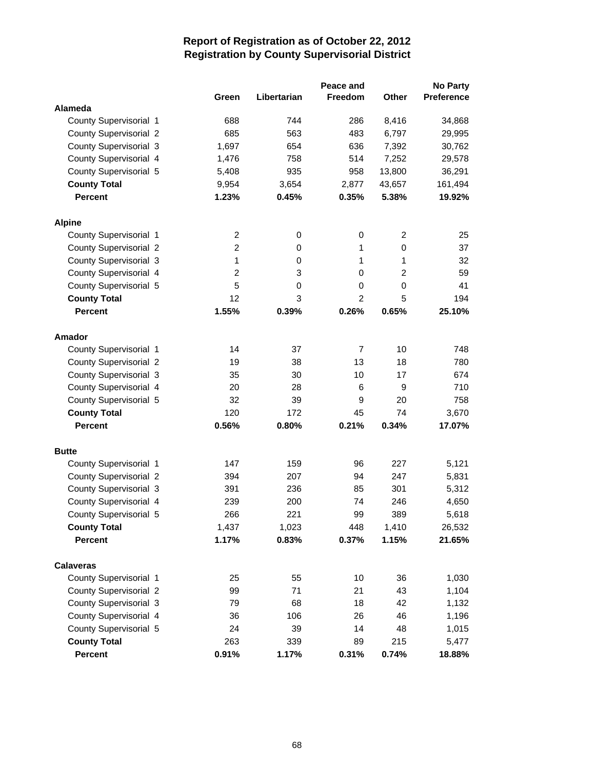# Report of Registration as of October 22, 2012
## Registration by County Supervisorial District

| | Green | Libertarian | Peace and Freedom | Other | No Party Preference |
|---|---|---|---|---|---|
| **Alameda** | | | | | |
| County Supervisorial 1 | 688 | 744 | 286 | 8,416 | 34,868 |
| County Supervisorial 2 | 685 | 563 | 483 | 6,797 | 29,995 |
| County Supervisorial 3 | 1,697 | 654 | 636 | 7,392 | 30,762 |
| County Supervisorial 4 | 1,476 | 758 | 514 | 7,252 | 29,578 |
| County Supervisorial 5 | 5,408 | 935 | 958 | 13,800 | 36,291 |
| **County Total** | 9,954 | 3,654 | 2,877 | 43,657 | 161,494 |
| **Percent** | **1.23%** | **0.45%** | **0.35%** | **5.38%** | **19.92%** |
| **Alpine** | | | | | |
| County Supervisorial 1 | 2 | 0 | 0 | 2 | 25 |
| County Supervisorial 2 | 2 | 0 | 1 | 0 | 37 |
| County Supervisorial 3 | 1 | 0 | 1 | 1 | 32 |
| County Supervisorial 4 | 2 | 3 | 0 | 2 | 59 |
| County Supervisorial 5 | 5 | 0 | 0 | 0 | 41 |
| **County Total** | 12 | 3 | 2 | 5 | 194 |
| **Percent** | **1.55%** | **0.39%** | **0.26%** | **0.65%** | **25.10%** |
| **Amador** | | | | | |
| County Supervisorial 1 | 14 | 37 | 7 | 10 | 748 |
| County Supervisorial 2 | 19 | 38 | 13 | 18 | 780 |
| County Supervisorial 3 | 35 | 30 | 10 | 17 | 674 |
| County Supervisorial 4 | 20 | 28 | 6 | 9 | 710 |
| County Supervisorial 5 | 32 | 39 | 9 | 20 | 758 |
| **County Total** | 120 | 172 | 45 | 74 | 3,670 |
| **Percent** | **0.56%** | **0.80%** | **0.21%** | **0.34%** | **17.07%** |
| **Butte** | | | | | |
| County Supervisorial 1 | 147 | 159 | 96 | 227 | 5,121 |
| County Supervisorial 2 | 394 | 207 | 94 | 247 | 5,831 |
| County Supervisorial 3 | 391 | 236 | 85 | 301 | 5,312 |
| County Supervisorial 4 | 239 | 200 | 74 | 246 | 4,650 |
| County Supervisorial 5 | 266 | 221 | 99 | 389 | 5,618 |
| **County Total** | 1,437 | 1,023 | 448 | 1,410 | 26,532 |
| **Percent** | **1.17%** | **0.83%** | **0.37%** | **1.15%** | **21.65%** |
| **Calaveras** | | | | | |
| County Supervisorial 1 | 25 | 55 | 10 | 36 | 1,030 |
| County Supervisorial 2 | 99 | 71 | 21 | 43 | 1,104 |
| County Supervisorial 3 | 79 | 68 | 18 | 42 | 1,132 |
| County Supervisorial 4 | 36 | 106 | 26 | 46 | 1,196 |
| County Supervisorial 5 | 24 | 39 | 14 | 48 | 1,015 |
| **County Total** | 263 | 339 | 89 | 215 | 5,477 |
| **Percent** | **0.91%** | **1.17%** | **0.31%** | **0.74%** | **18.88%** |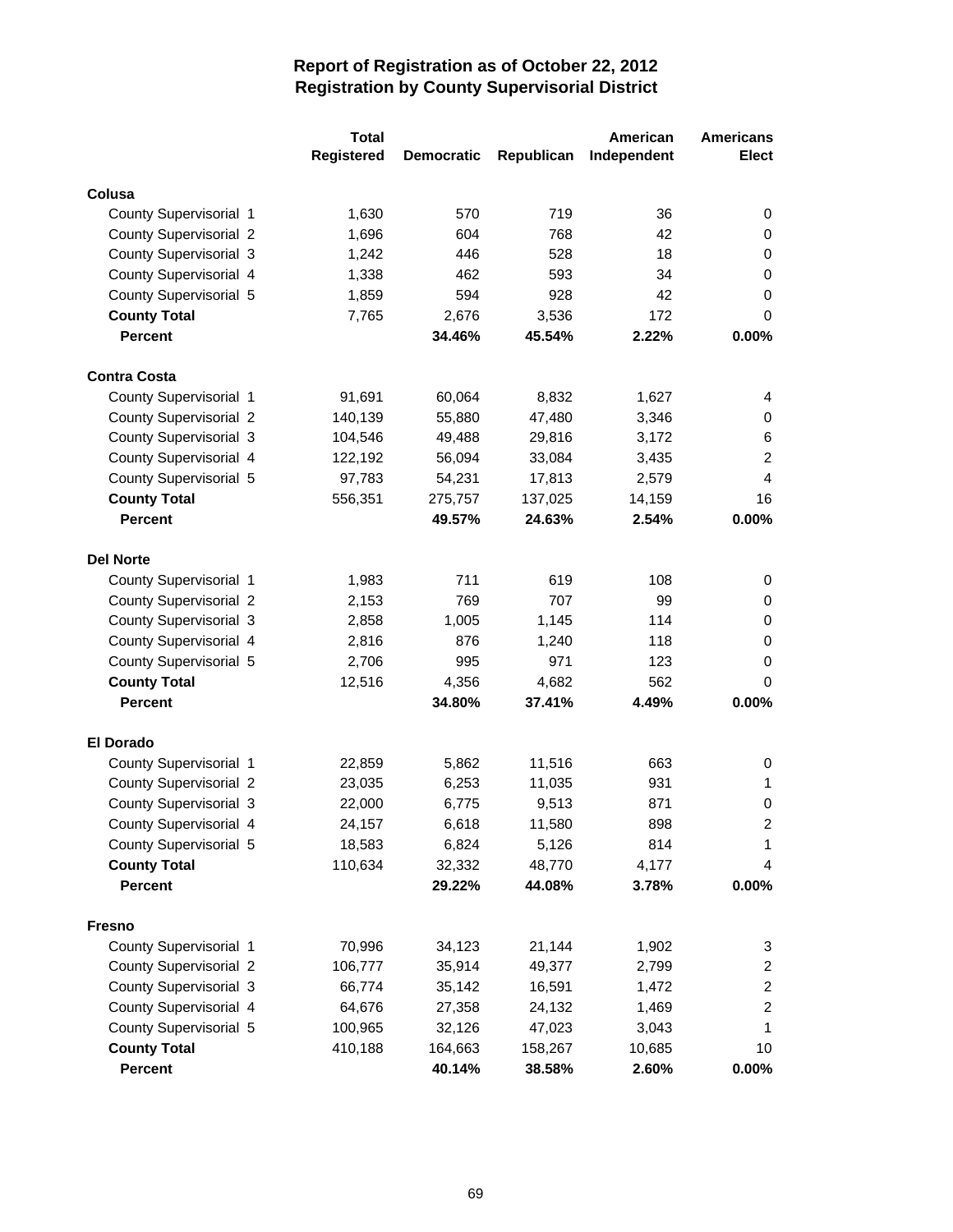# Report of Registration as of October 22, 2012
## Registration by County Supervisorial District

| | Total Registered | Democratic | Republican | American Independent | Americans Elect |
|---|---|---|---|---|---|
| **Colusa** | | | | | |
| County Supervisorial 1 | 1,630 | 570 | 719 | 36 | 0 |
| County Supervisorial 2 | 1,696 | 604 | 768 | 42 | 0 |
| County Supervisorial 3 | 1,242 | 446 | 528 | 18 | 0 |
| County Supervisorial 4 | 1,338 | 462 | 593 | 34 | 0 |
| County Supervisorial 5 | 1,859 | 594 | 928 | 42 | 0 |
| **County Total** | 7,765 | 2,676 | 3,536 | 172 | 0 |
| **Percent** | | **34.46%** | **45.54%** | **2.22%** | **0.00%** |
| **Contra Costa** | | | | | |
| County Supervisorial 1 | 91,691 | 60,064 | 8,832 | 1,627 | 4 |
| County Supervisorial 2 | 140,139 | 55,880 | 47,480 | 3,346 | 0 |
| County Supervisorial 3 | 104,546 | 49,488 | 29,816 | 3,172 | 6 |
| County Supervisorial 4 | 122,192 | 56,094 | 33,084 | 3,435 | 2 |
| County Supervisorial 5 | 97,783 | 54,231 | 17,813 | 2,579 | 4 |
| **County Total** | 556,351 | 275,757 | 137,025 | 14,159 | 16 |
| **Percent** | | **49.57%** | **24.63%** | **2.54%** | **0.00%** |
| **Del Norte** | | | | | |
| County Supervisorial 1 | 1,983 | 711 | 619 | 108 | 0 |
| County Supervisorial 2 | 2,153 | 769 | 707 | 99 | 0 |
| County Supervisorial 3 | 2,858 | 1,005 | 1,145 | 114 | 0 |
| County Supervisorial 4 | 2,816 | 876 | 1,240 | 118 | 0 |
| County Supervisorial 5 | 2,706 | 995 | 971 | 123 | 0 |
| **County Total** | 12,516 | 4,356 | 4,682 | 562 | 0 |
| **Percent** | | **34.80%** | **37.41%** | **4.49%** | **0.00%** |
| **El Dorado** | | | | | |
| County Supervisorial 1 | 22,859 | 5,862 | 11,516 | 663 | 0 |
| County Supervisorial 2 | 23,035 | 6,253 | 11,035 | 931 | 1 |
| County Supervisorial 3 | 22,000 | 6,775 | 9,513 | 871 | 0 |
| County Supervisorial 4 | 24,157 | 6,618 | 11,580 | 898 | 2 |
| County Supervisorial 5 | 18,583 | 6,824 | 5,126 | 814 | 1 |
| **County Total** | 110,634 | 32,332 | 48,770 | 4,177 | 4 |
| **Percent** | | **29.22%** | **44.08%** | **3.78%** | **0.00%** |
| **Fresno** | | | | | |
| County Supervisorial 1 | 70,996 | 34,123 | 21,144 | 1,902 | 3 |
| County Supervisorial 2 | 106,777 | 35,914 | 49,377 | 2,799 | 2 |
| County Supervisorial 3 | 66,774 | 35,142 | 16,591 | 1,472 | 2 |
| County Supervisorial 4 | 64,676 | 27,358 | 24,132 | 1,469 | 2 |
| County Supervisorial 5 | 100,965 | 32,126 | 47,023 | 3,043 | 1 |
| **County Total** | 410,188 | 164,663 | 158,267 | 10,685 | 10 |
| **Percent** | | **40.14%** | **38.58%** | **2.60%** | **0.00%** |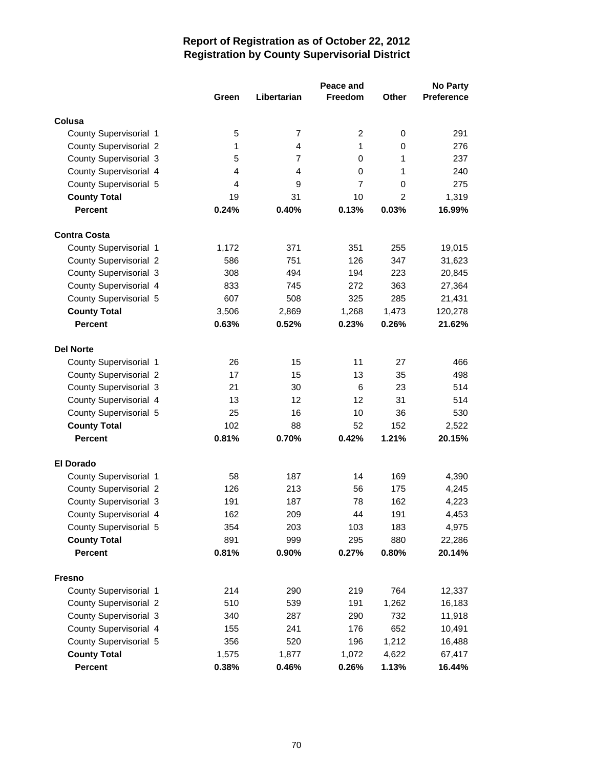# Report of Registration as of October 22, 2012
## Registration by County Supervisorial District

| | Green | Libertarian | Peace and Freedom | Other | No Party Preference |
|---|---|---|---|---|---|
| **Colusa** | | | | | |
| County Supervisorial 1 | 5 | 7 | 2 | 0 | 291 |
| County Supervisorial 2 | 1 | 4 | 1 | 0 | 276 |
| County Supervisorial 3 | 5 | 7 | 0 | 1 | 237 |
| County Supervisorial 4 | 4 | 4 | 0 | 1 | 240 |
| County Supervisorial 5 | 4 | 9 | 7 | 0 | 275 |
| **County Total** | 19 | 31 | 10 | 2 | 1,319 |
| **Percent** | **0.24%** | **0.40%** | **0.13%** | **0.03%** | **16.99%** |
| **Contra Costa** | | | | | |
| County Supervisorial 1 | 1,172 | 371 | 351 | 255 | 19,015 |
| County Supervisorial 2 | 586 | 751 | 126 | 347 | 31,623 |
| County Supervisorial 3 | 308 | 494 | 194 | 223 | 20,845 |
| County Supervisorial 4 | 833 | 745 | 272 | 363 | 27,364 |
| County Supervisorial 5 | 607 | 508 | 325 | 285 | 21,431 |
| **County Total** | 3,506 | 2,869 | 1,268 | 1,473 | 120,278 |
| **Percent** | **0.63%** | **0.52%** | **0.23%** | **0.26%** | **21.62%** |
| **Del Norte** | | | | | |
| County Supervisorial 1 | 26 | 15 | 11 | 27 | 466 |
| County Supervisorial 2 | 17 | 15 | 13 | 35 | 498 |
| County Supervisorial 3 | 21 | 30 | 6 | 23 | 514 |
| County Supervisorial 4 | 13 | 12 | 12 | 31 | 514 |
| County Supervisorial 5 | 25 | 16 | 10 | 36 | 530 |
| **County Total** | 102 | 88 | 52 | 152 | 2,522 |
| **Percent** | **0.81%** | **0.70%** | **0.42%** | **1.21%** | **20.15%** |
| **El Dorado** | | | | | |
| County Supervisorial 1 | 58 | 187 | 14 | 169 | 4,390 |
| County Supervisorial 2 | 126 | 213 | 56 | 175 | 4,245 |
| County Supervisorial 3 | 191 | 187 | 78 | 162 | 4,223 |
| County Supervisorial 4 | 162 | 209 | 44 | 191 | 4,453 |
| County Supervisorial 5 | 354 | 203 | 103 | 183 | 4,975 |
| **County Total** | 891 | 999 | 295 | 880 | 22,286 |
| **Percent** | **0.81%** | **0.90%** | **0.27%** | **0.80%** | **20.14%** |
| **Fresno** | | | | | |
| County Supervisorial 1 | 214 | 290 | 219 | 764 | 12,337 |
| County Supervisorial 2 | 510 | 539 | 191 | 1,262 | 16,183 |
| County Supervisorial 3 | 340 | 287 | 290 | 732 | 11,918 |
| County Supervisorial 4 | 155 | 241 | 176 | 652 | 10,491 |
| County Supervisorial 5 | 356 | 520 | 196 | 1,212 | 16,488 |
| **County Total** | 1,575 | 1,877 | 1,072 | 4,622 | 67,417 |
| **Percent** | **0.38%** | **0.46%** | **0.26%** | **1.13%** | **16.44%** |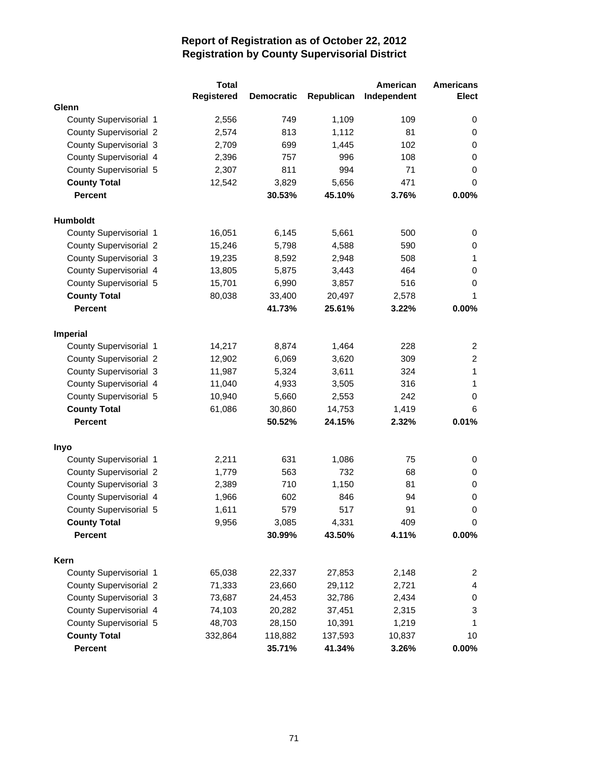# Report of Registration as of October 22, 2012
## Registration by County Supervisorial District

| | Total Registered | Democratic | Republican | American Independent | Americans Elect |
|---|---|---|---|---|---|
| **Glenn** | | | | | |
| County Supervisorial 1 | 2,556 | 749 | 1,109 | 109 | 0 |
| County Supervisorial 2 | 2,574 | 813 | 1,112 | 81 | 0 |
| County Supervisorial 3 | 2,709 | 699 | 1,445 | 102 | 0 |
| County Supervisorial 4 | 2,396 | 757 | 996 | 108 | 0 |
| County Supervisorial 5 | 2,307 | 811 | 994 | 71 | 0 |
| **County Total** | 12,542 | 3,829 | 5,656 | 471 | 0 |
| **Percent** | | **30.53%** | **45.10%** | **3.76%** | **0.00%** |
| **Humboldt** | | | | | |
| County Supervisorial 1 | 16,051 | 6,145 | 5,661 | 500 | 0 |
| County Supervisorial 2 | 15,246 | 5,798 | 4,588 | 590 | 0 |
| County Supervisorial 3 | 19,235 | 8,592 | 2,948 | 508 | 1 |
| County Supervisorial 4 | 13,805 | 5,875 | 3,443 | 464 | 0 |
| County Supervisorial 5 | 15,701 | 6,990 | 3,857 | 516 | 0 |
| **County Total** | 80,038 | 33,400 | 20,497 | 2,578 | 1 |
| **Percent** | | **41.73%** | **25.61%** | **3.22%** | **0.00%** |
| **Imperial** | | | | | |
| County Supervisorial 1 | 14,217 | 8,874 | 1,464 | 228 | 2 |
| County Supervisorial 2 | 12,902 | 6,069 | 3,620 | 309 | 2 |
| County Supervisorial 3 | 11,987 | 5,324 | 3,611 | 324 | 1 |
| County Supervisorial 4 | 11,040 | 4,933 | 3,505 | 316 | 1 |
| County Supervisorial 5 | 10,940 | 5,660 | 2,553 | 242 | 0 |
| **County Total** | 61,086 | 30,860 | 14,753 | 1,419 | 6 |
| **Percent** | | **50.52%** | **24.15%** | **2.32%** | **0.01%** |
| **Inyo** | | | | | |
| County Supervisorial 1 | 2,211 | 631 | 1,086 | 75 | 0 |
| County Supervisorial 2 | 1,779 | 563 | 732 | 68 | 0 |
| County Supervisorial 3 | 2,389 | 710 | 1,150 | 81 | 0 |
| County Supervisorial 4 | 1,966 | 602 | 846 | 94 | 0 |
| County Supervisorial 5 | 1,611 | 579 | 517 | 91 | 0 |
| **County Total** | 9,956 | 3,085 | 4,331 | 409 | 0 |
| **Percent** | | **30.99%** | **43.50%** | **4.11%** | **0.00%** |
| **Kern** | | | | | |
| County Supervisorial 1 | 65,038 | 22,337 | 27,853 | 2,148 | 2 |
| County Supervisorial 2 | 71,333 | 23,660 | 29,112 | 2,721 | 4 |
| County Supervisorial 3 | 73,687 | 24,453 | 32,786 | 2,434 | 0 |
| County Supervisorial 4 | 74,103 | 20,282 | 37,451 | 2,315 | 3 |
| County Supervisorial 5 | 48,703 | 28,150 | 10,391 | 1,219 | 1 |
| **County Total** | 332,864 | 118,882 | 137,593 | 10,837 | 10 |
| **Percent** | | **35.71%** | **41.34%** | **3.26%** | **0.00%** |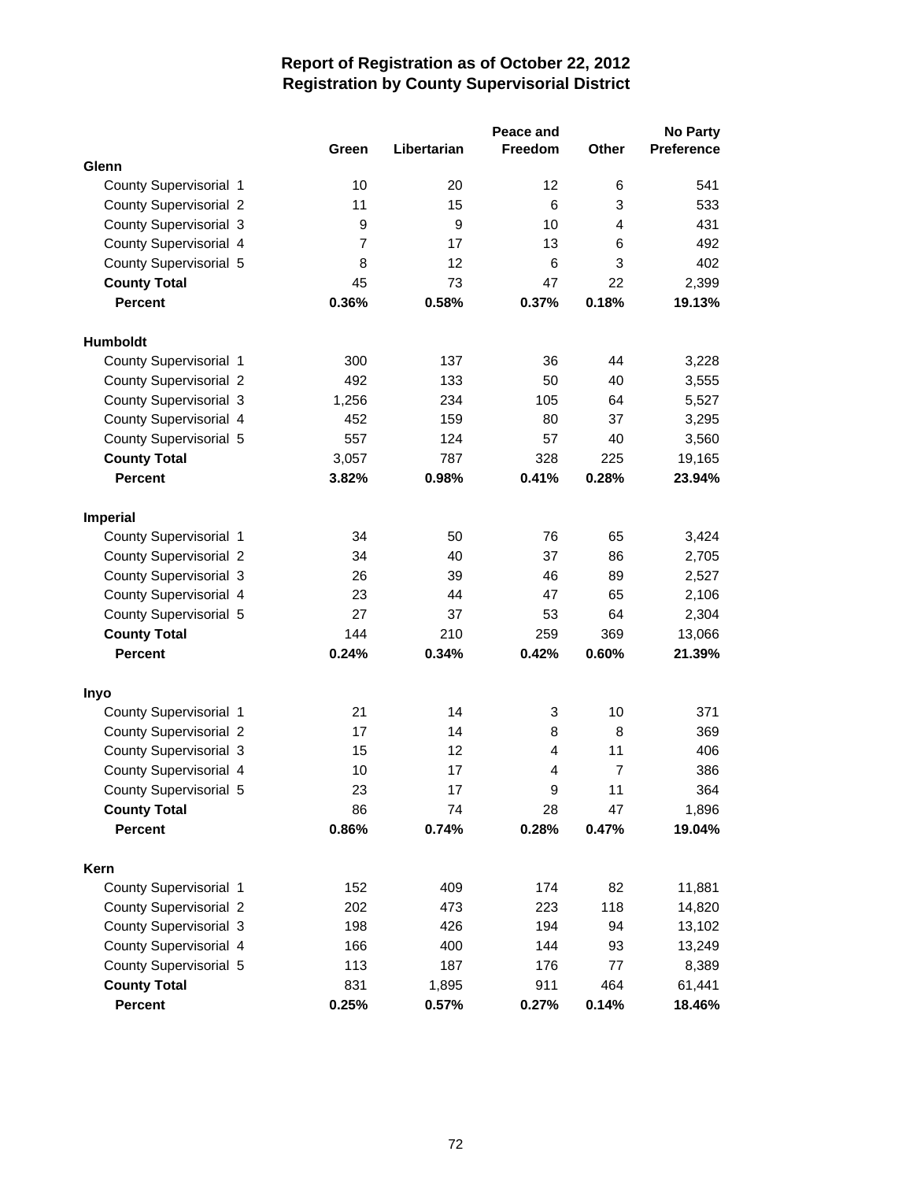# Report of Registration as of October 22, 2012
## Registration by County Supervisorial District

| | Green | Libertarian | Peace and Freedom | Other | No Party Preference |
|---|---|---|---|---|---|
| **Glenn** | | | | | |
| County Supervisorial 1 | 10 | 20 | 12 | 6 | 541 |
| County Supervisorial 2 | 11 | 15 | 6 | 3 | 533 |
| County Supervisorial 3 | 9 | 9 | 10 | 4 | 431 |
| County Supervisorial 4 | 7 | 17 | 13 | 6 | 492 |
| County Supervisorial 5 | 8 | 12 | 6 | 3 | 402 |
| **County Total** | 45 | 73 | 47 | 22 | 2,399 |
| **Percent** | **0.36%** | **0.58%** | **0.37%** | **0.18%** | **19.13%** |
| **Humboldt** | | | | | |
| County Supervisorial 1 | 300 | 137 | 36 | 44 | 3,228 |
| County Supervisorial 2 | 492 | 133 | 50 | 40 | 3,555 |
| County Supervisorial 3 | 1,256 | 234 | 105 | 64 | 5,527 |
| County Supervisorial 4 | 452 | 159 | 80 | 37 | 3,295 |
| County Supervisorial 5 | 557 | 124 | 57 | 40 | 3,560 |
| **County Total** | 3,057 | 787 | 328 | 225 | 19,165 |
| **Percent** | **3.82%** | **0.98%** | **0.41%** | **0.28%** | **23.94%** |
| **Imperial** | | | | | |
| County Supervisorial 1 | 34 | 50 | 76 | 65 | 3,424 |
| County Supervisorial 2 | 34 | 40 | 37 | 86 | 2,705 |
| County Supervisorial 3 | 26 | 39 | 46 | 89 | 2,527 |
| County Supervisorial 4 | 23 | 44 | 47 | 65 | 2,106 |
| County Supervisorial 5 | 27 | 37 | 53 | 64 | 2,304 |
| **County Total** | 144 | 210 | 259 | 369 | 13,066 |
| **Percent** | **0.24%** | **0.34%** | **0.42%** | **0.60%** | **21.39%** |
| **Inyo** | | | | | |
| County Supervisorial 1 | 21 | 14 | 3 | 10 | 371 |
| County Supervisorial 2 | 17 | 14 | 8 | 8 | 369 |
| County Supervisorial 3 | 15 | 12 | 4 | 11 | 406 |
| County Supervisorial 4 | 10 | 17 | 4 | 7 | 386 |
| County Supervisorial 5 | 23 | 17 | 9 | 11 | 364 |
| **County Total** | 86 | 74 | 28 | 47 | 1,896 |
| **Percent** | **0.86%** | **0.74%** | **0.28%** | **0.47%** | **19.04%** |
| **Kern** | | | | | |
| County Supervisorial 1 | 152 | 409 | 174 | 82 | 11,881 |
| County Supervisorial 2 | 202 | 473 | 223 | 118 | 14,820 |
| County Supervisorial 3 | 198 | 426 | 194 | 94 | 13,102 |
| County Supervisorial 4 | 166 | 400 | 144 | 93 | 13,249 |
| County Supervisorial 5 | 113 | 187 | 176 | 77 | 8,389 |
| **County Total** | 831 | 1,895 | 911 | 464 | 61,441 |
| **Percent** | **0.25%** | **0.57%** | **0.27%** | **0.14%** | **18.46%** |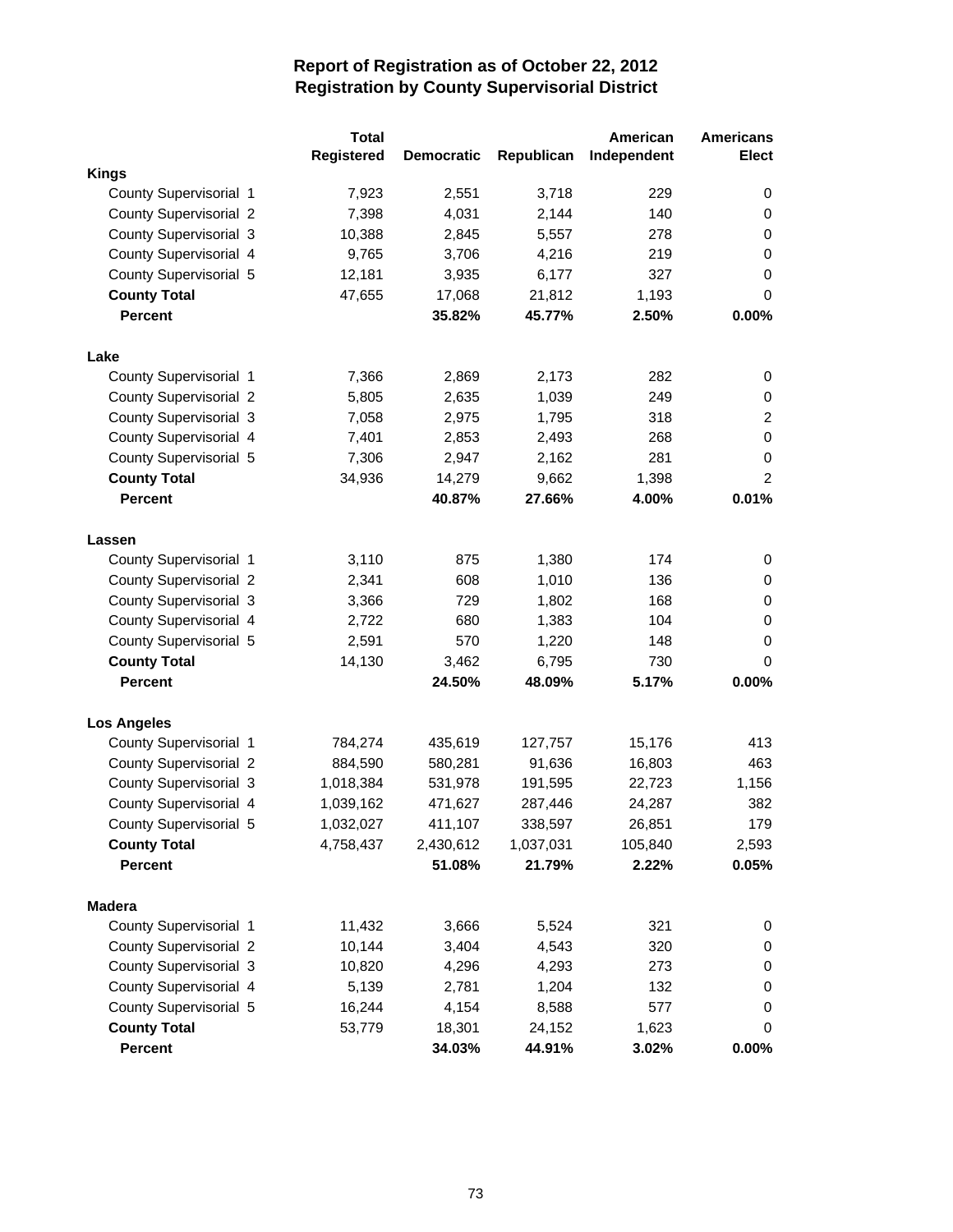# Report of Registration as of October 22, 2012
## Registration by County Supervisorial District

| | Total Registered | Democratic | Republican | American Independent | Americans Elect |
|---|---|---|---|---|---|
| **Kings** | | | | | |
| County Supervisorial 1 | 7,923 | 2,551 | 3,718 | 229 | 0 |
| County Supervisorial 2 | 7,398 | 4,031 | 2,144 | 140 | 0 |
| County Supervisorial 3 | 10,388 | 2,845 | 5,557 | 278 | 0 |
| County Supervisorial 4 | 9,765 | 3,706 | 4,216 | 219 | 0 |
| County Supervisorial 5 | 12,181 | 3,935 | 6,177 | 327 | 0 |
| **County Total** | 47,655 | 17,068 | 21,812 | 1,193 | 0 |
| **Percent** | | **35.82%** | **45.77%** | **2.50%** | **0.00%** |
| **Lake** | | | | | |
| County Supervisorial 1 | 7,366 | 2,869 | 2,173 | 282 | 0 |
| County Supervisorial 2 | 5,805 | 2,635 | 1,039 | 249 | 0 |
| County Supervisorial 3 | 7,058 | 2,975 | 1,795 | 318 | 2 |
| County Supervisorial 4 | 7,401 | 2,853 | 2,493 | 268 | 0 |
| County Supervisorial 5 | 7,306 | 2,947 | 2,162 | 281 | 0 |
| **County Total** | 34,936 | 14,279 | 9,662 | 1,398 | 2 |
| **Percent** | | **40.87%** | **27.66%** | **4.00%** | **0.01%** |
| **Lassen** | | | | | |
| County Supervisorial 1 | 3,110 | 875 | 1,380 | 174 | 0 |
| County Supervisorial 2 | 2,341 | 608 | 1,010 | 136 | 0 |
| County Supervisorial 3 | 3,366 | 729 | 1,802 | 168 | 0 |
| County Supervisorial 4 | 2,722 | 680 | 1,383 | 104 | 0 |
| County Supervisorial 5 | 2,591 | 570 | 1,220 | 148 | 0 |
| **County Total** | 14,130 | 3,462 | 6,795 | 730 | 0 |
| **Percent** | | **24.50%** | **48.09%** | **5.17%** | **0.00%** |
| **Los Angeles** | | | | | |
| County Supervisorial 1 | 784,274 | 435,619 | 127,757 | 15,176 | 413 |
| County Supervisorial 2 | 884,590 | 580,281 | 91,636 | 16,803 | 463 |
| County Supervisorial 3 | 1,018,384 | 531,978 | 191,595 | 22,723 | 1,156 |
| County Supervisorial 4 | 1,039,162 | 471,627 | 287,446 | 24,287 | 382 |
| County Supervisorial 5 | 1,032,027 | 411,107 | 338,597 | 26,851 | 179 |
| **County Total** | 4,758,437 | 2,430,612 | 1,037,031 | 105,840 | 2,593 |
| **Percent** | | **51.08%** | **21.79%** | **2.22%** | **0.05%** |
| **Madera** | | | | | |
| County Supervisorial 1 | 11,432 | 3,666 | 5,524 | 321 | 0 |
| County Supervisorial 2 | 10,144 | 3,404 | 4,543 | 320 | 0 |
| County Supervisorial 3 | 10,820 | 4,296 | 4,293 | 273 | 0 |
| County Supervisorial 4 | 5,139 | 2,781 | 1,204 | 132 | 0 |
| County Supervisorial 5 | 16,244 | 4,154 | 8,588 | 577 | 0 |
| **County Total** | 53,779 | 18,301 | 24,152 | 1,623 | 0 |
| **Percent** | | **34.03%** | **44.91%** | **3.02%** | **0.00%** |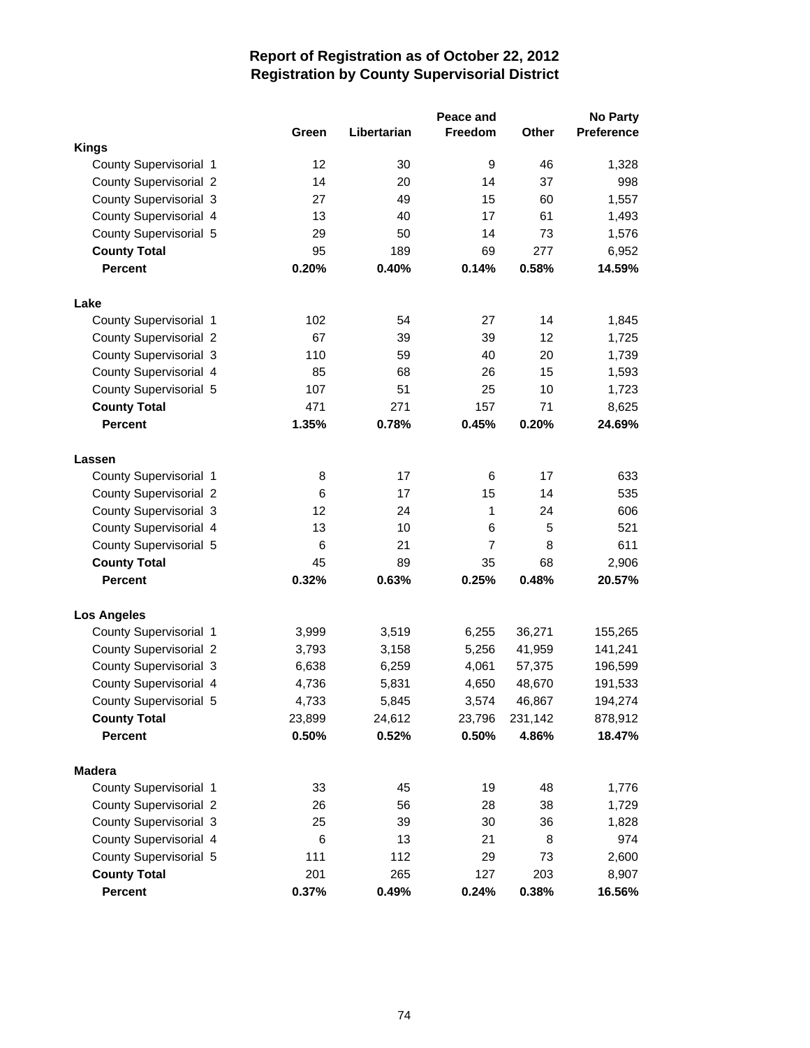# Report of Registration as of October 22, 2012
## Registration by County Supervisorial District

| | Green | Libertarian | Peace and Freedom | Other | No Party Preference |
|---|---|---|---|---|---|
| **Kings** | | | | | |
| County Supervisorial 1 | 12 | 30 | 9 | 46 | 1,328 |
| County Supervisorial 2 | 14 | 20 | 14 | 37 | 998 |
| County Supervisorial 3 | 27 | 49 | 15 | 60 | 1,557 |
| County Supervisorial 4 | 13 | 40 | 17 | 61 | 1,493 |
| County Supervisorial 5 | 29 | 50 | 14 | 73 | 1,576 |
| **County Total** | 95 | 189 | 69 | 277 | 6,952 |
| **Percent** | **0.20%** | **0.40%** | **0.14%** | **0.58%** | **14.59%** |
| **Lake** | | | | | |
| County Supervisorial 1 | 102 | 54 | 27 | 14 | 1,845 |
| County Supervisorial 2 | 67 | 39 | 39 | 12 | 1,725 |
| County Supervisorial 3 | 110 | 59 | 40 | 20 | 1,739 |
| County Supervisorial 4 | 85 | 68 | 26 | 15 | 1,593 |
| County Supervisorial 5 | 107 | 51 | 25 | 10 | 1,723 |
| **County Total** | 471 | 271 | 157 | 71 | 8,625 |
| **Percent** | **1.35%** | **0.78%** | **0.45%** | **0.20%** | **24.69%** |
| **Lassen** | | | | | |
| County Supervisorial 1 | 8 | 17 | 6 | 17 | 633 |
| County Supervisorial 2 | 6 | 17 | 15 | 14 | 535 |
| County Supervisorial 3 | 12 | 24 | 1 | 24 | 606 |
| County Supervisorial 4 | 13 | 10 | 6 | 5 | 521 |
| County Supervisorial 5 | 6 | 21 | 7 | 8 | 611 |
| **County Total** | 45 | 89 | 35 | 68 | 2,906 |
| **Percent** | **0.32%** | **0.63%** | **0.25%** | **0.48%** | **20.57%** |
| **Los Angeles** | | | | | |
| County Supervisorial 1 | 3,999 | 3,519 | 6,255 | 36,271 | 155,265 |
| County Supervisorial 2 | 3,793 | 3,158 | 5,256 | 41,959 | 141,241 |
| County Supervisorial 3 | 6,638 | 6,259 | 4,061 | 57,375 | 196,599 |
| County Supervisorial 4 | 4,736 | 5,831 | 4,650 | 48,670 | 191,533 |
| County Supervisorial 5 | 4,733 | 5,845 | 3,574 | 46,867 | 194,274 |
| **County Total** | 23,899 | 24,612 | 23,796 | 231,142 | 878,912 |
| **Percent** | **0.50%** | **0.52%** | **0.50%** | **4.86%** | **18.47%** |
| **Madera** | | | | | |
| County Supervisorial 1 | 33 | 45 | 19 | 48 | 1,776 |
| County Supervisorial 2 | 26 | 56 | 28 | 38 | 1,729 |
| County Supervisorial 3 | 25 | 39 | 30 | 36 | 1,828 |
| County Supervisorial 4 | 6 | 13 | 21 | 8 | 974 |
| County Supervisorial 5 | 111 | 112 | 29 | 73 | 2,600 |
| **County Total** | 201 | 265 | 127 | 203 | 8,907 |
| **Percent** | **0.37%** | **0.49%** | **0.24%** | **0.38%** | **16.56%** |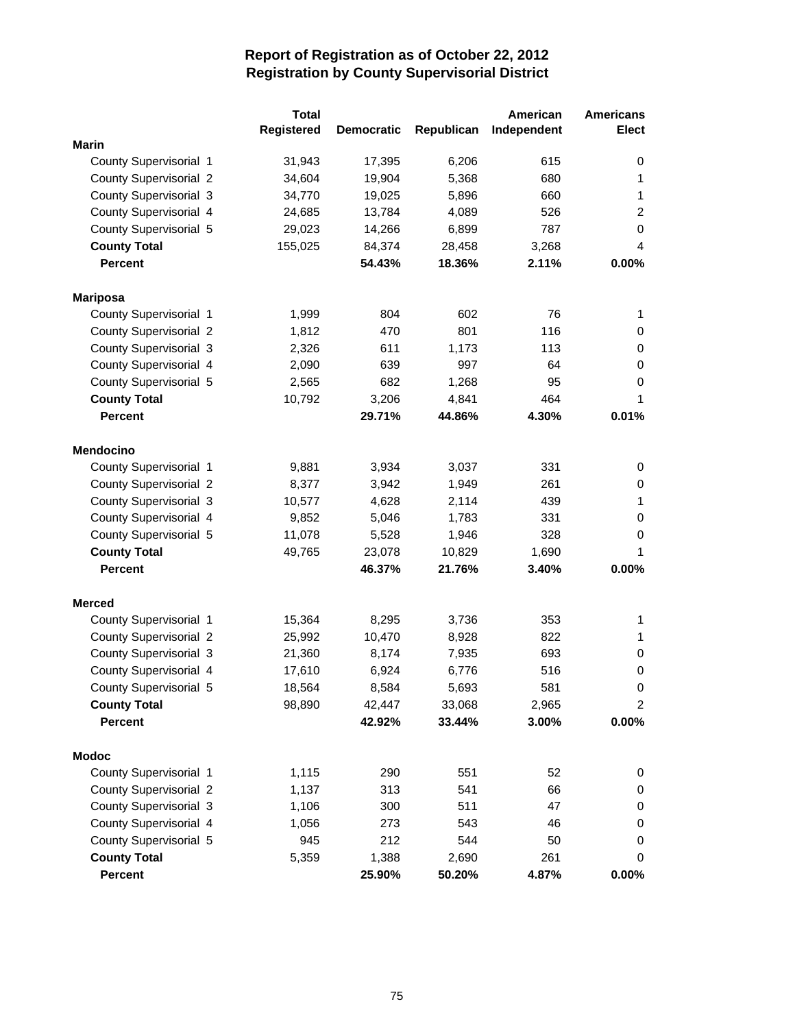# Report of Registration as of October 22, 2012
## Registration by County Supervisorial District

| | Total Registered | Democratic | Republican | American Independent | Americans Elect |
|---|---|---|---|---|---|
| **Marin** | | | | | |
| County Supervisorial 1 | 31,943 | 17,395 | 6,206 | 615 | 0 |
| County Supervisorial 2 | 34,604 | 19,904 | 5,368 | 680 | 1 |
| County Supervisorial 3 | 34,770 | 19,025 | 5,896 | 660 | 1 |
| County Supervisorial 4 | 24,685 | 13,784 | 4,089 | 526 | 2 |
| County Supervisorial 5 | 29,023 | 14,266 | 6,899 | 787 | 0 |
| **County Total** | 155,025 | 84,374 | 28,458 | 3,268 | 4 |
| **Percent** | | **54.43%** | **18.36%** | **2.11%** | **0.00%** |
| **Mariposa** | | | | | |
| County Supervisorial 1 | 1,999 | 804 | 602 | 76 | 1 |
| County Supervisorial 2 | 1,812 | 470 | 801 | 116 | 0 |
| County Supervisorial 3 | 2,326 | 611 | 1,173 | 113 | 0 |
| County Supervisorial 4 | 2,090 | 639 | 997 | 64 | 0 |
| County Supervisorial 5 | 2,565 | 682 | 1,268 | 95 | 0 |
| **County Total** | 10,792 | 3,206 | 4,841 | 464 | 1 |
| **Percent** | | **29.71%** | **44.86%** | **4.30%** | **0.01%** |
| **Mendocino** | | | | | |
| County Supervisorial 1 | 9,881 | 3,934 | 3,037 | 331 | 0 |
| County Supervisorial 2 | 8,377 | 3,942 | 1,949 | 261 | 0 |
| County Supervisorial 3 | 10,577 | 4,628 | 2,114 | 439 | 1 |
| County Supervisorial 4 | 9,852 | 5,046 | 1,783 | 331 | 0 |
| County Supervisorial 5 | 11,078 | 5,528 | 1,946 | 328 | 0 |
| **County Total** | 49,765 | 23,078 | 10,829 | 1,690 | 1 |
| **Percent** | | **46.37%** | **21.76%** | **3.40%** | **0.00%** |
| **Merced** | | | | | |
| County Supervisorial 1 | 15,364 | 8,295 | 3,736 | 353 | 1 |
| County Supervisorial 2 | 25,992 | 10,470 | 8,928 | 822 | 1 |
| County Supervisorial 3 | 21,360 | 8,174 | 7,935 | 693 | 0 |
| County Supervisorial 4 | 17,610 | 6,924 | 6,776 | 516 | 0 |
| County Supervisorial 5 | 18,564 | 8,584 | 5,693 | 581 | 0 |
| **County Total** | 98,890 | 42,447 | 33,068 | 2,965 | 2 |
| **Percent** | | **42.92%** | **33.44%** | **3.00%** | **0.00%** |
| **Modoc** | | | | | |
| County Supervisorial 1 | 1,115 | 290 | 551 | 52 | 0 |
| County Supervisorial 2 | 1,137 | 313 | 541 | 66 | 0 |
| County Supervisorial 3 | 1,106 | 300 | 511 | 47 | 0 |
| County Supervisorial 4 | 1,056 | 273 | 543 | 46 | 0 |
| County Supervisorial 5 | 945 | 212 | 544 | 50 | 0 |
| **County Total** | 5,359 | 1,388 | 2,690 | 261 | 0 |
| **Percent** | | **25.90%** | **50.20%** | **4.87%** | **0.00%** |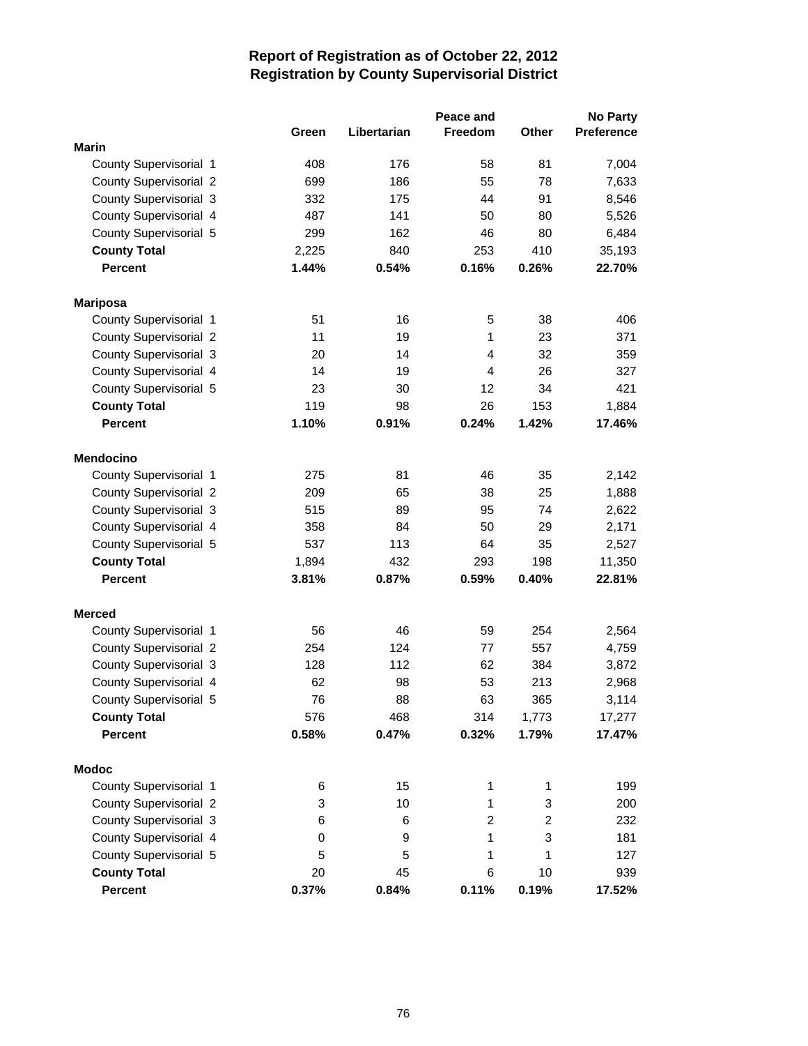# Report of Registration as of October 22, 2012
## Registration by County Supervisorial District

| | Green | Libertarian | Peace and Freedom | Other | No Party Preference |
|---|---|---|---|---|---|
| **Marin** | | | | | |
| County Supervisorial 1 | 408 | 176 | 58 | 81 | 7,004 |
| County Supervisorial 2 | 699 | 186 | 55 | 78 | 7,633 |
| County Supervisorial 3 | 332 | 175 | 44 | 91 | 8,546 |
| County Supervisorial 4 | 487 | 141 | 50 | 80 | 5,526 |
| County Supervisorial 5 | 299 | 162 | 46 | 80 | 6,484 |
| **County Total** | 2,225 | 840 | 253 | 410 | 35,193 |
| **Percent** | **1.44%** | **0.54%** | **0.16%** | **0.26%** | **22.70%** |
| **Mariposa** | | | | | |
| County Supervisorial 1 | 51 | 16 | 5 | 38 | 406 |
| County Supervisorial 2 | 11 | 19 | 1 | 23 | 371 |
| County Supervisorial 3 | 20 | 14 | 4 | 32 | 359 |
| County Supervisorial 4 | 14 | 19 | 4 | 26 | 327 |
| County Supervisorial 5 | 23 | 30 | 12 | 34 | 421 |
| **County Total** | 119 | 98 | 26 | 153 | 1,884 |
| **Percent** | **1.10%** | **0.91%** | **0.24%** | **1.42%** | **17.46%** |
| **Mendocino** | | | | | |
| County Supervisorial 1 | 275 | 81 | 46 | 35 | 2,142 |
| County Supervisorial 2 | 209 | 65 | 38 | 25 | 1,888 |
| County Supervisorial 3 | 515 | 89 | 95 | 74 | 2,622 |
| County Supervisorial 4 | 358 | 84 | 50 | 29 | 2,171 |
| County Supervisorial 5 | 537 | 113 | 64 | 35 | 2,527 |
| **County Total** | 1,894 | 432 | 293 | 198 | 11,350 |
| **Percent** | **3.81%** | **0.87%** | **0.59%** | **0.40%** | **22.81%** |
| **Merced** | | | | | |
| County Supervisorial 1 | 56 | 46 | 59 | 254 | 2,564 |
| County Supervisorial 2 | 254 | 124 | 77 | 557 | 4,759 |
| County Supervisorial 3 | 128 | 112 | 62 | 384 | 3,872 |
| County Supervisorial 4 | 62 | 98 | 53 | 213 | 2,968 |
| County Supervisorial 5 | 76 | 88 | 63 | 365 | 3,114 |
| **County Total** | 576 | 468 | 314 | 1,773 | 17,277 |
| **Percent** | **0.58%** | **0.47%** | **0.32%** | **1.79%** | **17.47%** |
| **Modoc** | | | | | |
| County Supervisorial 1 | 6 | 15 | 1 | 1 | 199 |
| County Supervisorial 2 | 3 | 10 | 1 | 3 | 200 |
| County Supervisorial 3 | 6 | 6 | 2 | 2 | 232 |
| County Supervisorial 4 | 0 | 9 | 1 | 3 | 181 |
| County Supervisorial 5 | 5 | 5 | 1 | 1 | 127 |
| **County Total** | 20 | 45 | 6 | 10 | 939 |
| **Percent** | **0.37%** | **0.84%** | **0.11%** | **0.19%** | **17.52%** |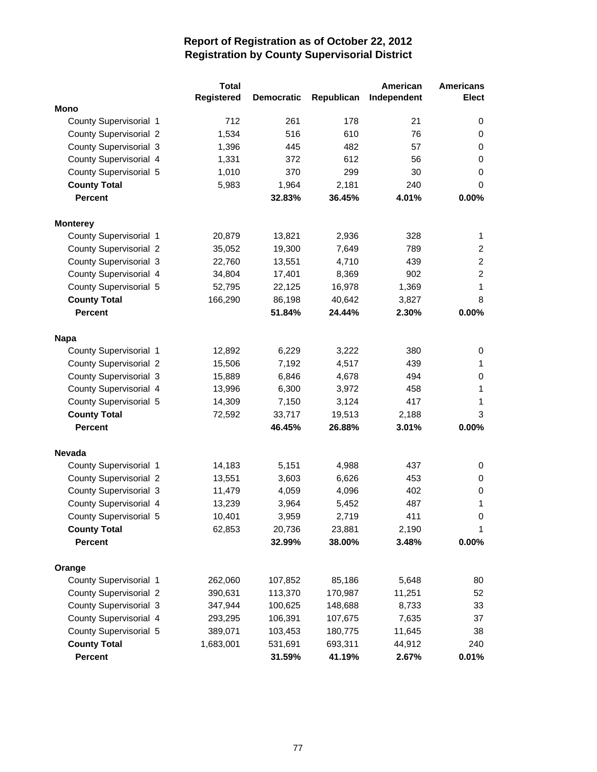# Report of Registration as of October 22, 2012
## Registration by County Supervisorial District

| | Total Registered | Democratic | Republican | American Independent | Americans Elect |
|---|---|---|---|---|---|
| **Mono** | | | | | |
| County Supervisorial 1 | 712 | 261 | 178 | 21 | 0 |
| County Supervisorial 2 | 1,534 | 516 | 610 | 76 | 0 |
| County Supervisorial 3 | 1,396 | 445 | 482 | 57 | 0 |
| County Supervisorial 4 | 1,331 | 372 | 612 | 56 | 0 |
| County Supervisorial 5 | 1,010 | 370 | 299 | 30 | 0 |
| **County Total** | 5,983 | 1,964 | 2,181 | 240 | 0 |
| **Percent** | | **32.83%** | **36.45%** | **4.01%** | **0.00%** |
| **Monterey** | | | | | |
| County Supervisorial 1 | 20,879 | 13,821 | 2,936 | 328 | 1 |
| County Supervisorial 2 | 35,052 | 19,300 | 7,649 | 789 | 2 |
| County Supervisorial 3 | 22,760 | 13,551 | 4,710 | 439 | 2 |
| County Supervisorial 4 | 34,804 | 17,401 | 8,369 | 902 | 2 |
| County Supervisorial 5 | 52,795 | 22,125 | 16,978 | 1,369 | 1 |
| **County Total** | 166,290 | 86,198 | 40,642 | 3,827 | 8 |
| **Percent** | | **51.84%** | **24.44%** | **2.30%** | **0.00%** |
| **Napa** | | | | | |
| County Supervisorial 1 | 12,892 | 6,229 | 3,222 | 380 | 0 |
| County Supervisorial 2 | 15,506 | 7,192 | 4,517 | 439 | 1 |
| County Supervisorial 3 | 15,889 | 6,846 | 4,678 | 494 | 0 |
| County Supervisorial 4 | 13,996 | 6,300 | 3,972 | 458 | 1 |
| County Supervisorial 5 | 14,309 | 7,150 | 3,124 | 417 | 1 |
| **County Total** | 72,592 | 33,717 | 19,513 | 2,188 | 3 |
| **Percent** | | **46.45%** | **26.88%** | **3.01%** | **0.00%** |
| **Nevada** | | | | | |
| County Supervisorial 1 | 14,183 | 5,151 | 4,988 | 437 | 0 |
| County Supervisorial 2 | 13,551 | 3,603 | 6,626 | 453 | 0 |
| County Supervisorial 3 | 11,479 | 4,059 | 4,096 | 402 | 0 |
| County Supervisorial 4 | 13,239 | 3,964 | 5,452 | 487 | 1 |
| County Supervisorial 5 | 10,401 | 3,959 | 2,719 | 411 | 0 |
| **County Total** | 62,853 | 20,736 | 23,881 | 2,190 | 1 |
| **Percent** | | **32.99%** | **38.00%** | **3.48%** | **0.00%** |
| **Orange** | | | | | |
| County Supervisorial 1 | 262,060 | 107,852 | 85,186 | 5,648 | 80 |
| County Supervisorial 2 | 390,631 | 113,370 | 170,987 | 11,251 | 52 |
| County Supervisorial 3 | 347,944 | 100,625 | 148,688 | 8,733 | 33 |
| County Supervisorial 4 | 293,295 | 106,391 | 107,675 | 7,635 | 37 |
| County Supervisorial 5 | 389,071 | 103,453 | 180,775 | 11,645 | 38 |
| **County Total** | 1,683,001 | 531,691 | 693,311 | 44,912 | 240 |
| **Percent** | | **31.59%** | **41.19%** | **2.67%** | **0.01%** |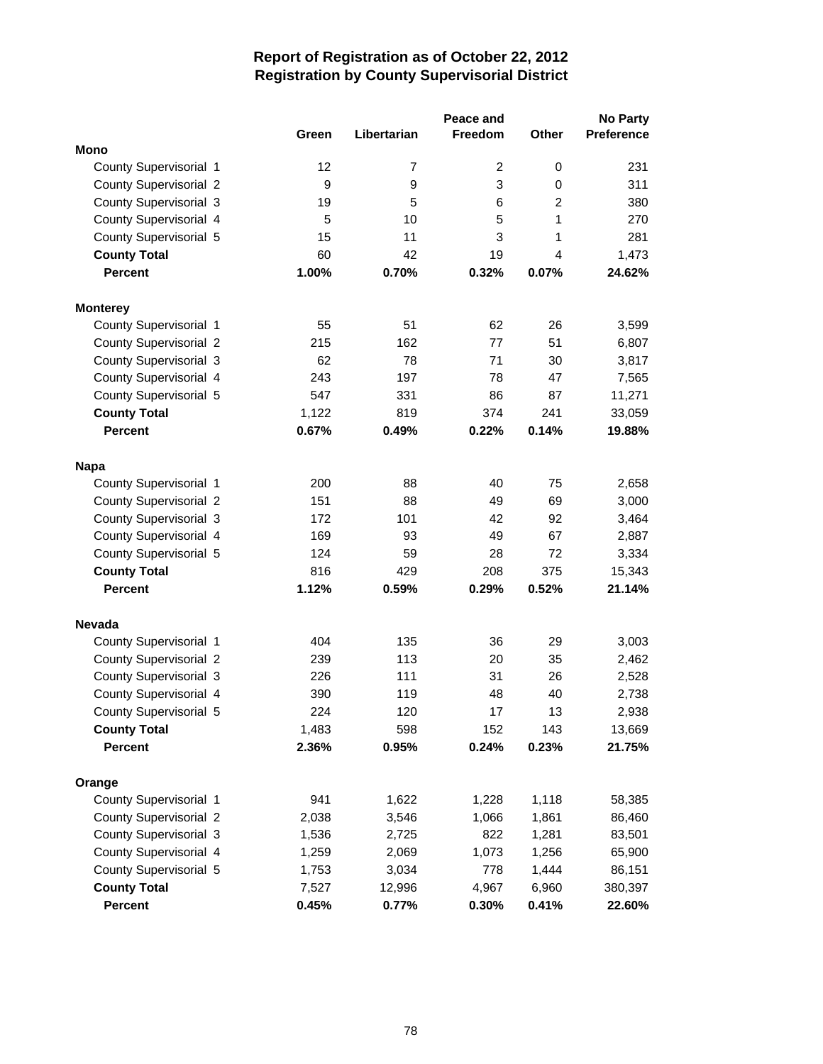# Report of Registration as of October 22, 2012
## Registration by County Supervisorial District

| | Green | Libertarian | Peace and Freedom | Other | No Party Preference |
|---|---|---|---|---|---|
| **Mono** | | | | | |
| County Supervisorial 1 | 12 | 7 | 2 | 0 | 231 |
| County Supervisorial 2 | 9 | 9 | 3 | 0 | 311 |
| County Supervisorial 3 | 19 | 5 | 6 | 2 | 380 |
| County Supervisorial 4 | 5 | 10 | 5 | 1 | 270 |
| County Supervisorial 5 | 15 | 11 | 3 | 1 | 281 |
| **County Total** | 60 | 42 | 19 | 4 | 1,473 |
| **Percent** | **1.00%** | **0.70%** | **0.32%** | **0.07%** | **24.62%** |
| **Monterey** | | | | | |
| County Supervisorial 1 | 55 | 51 | 62 | 26 | 3,599 |
| County Supervisorial 2 | 215 | 162 | 77 | 51 | 6,807 |
| County Supervisorial 3 | 62 | 78 | 71 | 30 | 3,817 |
| County Supervisorial 4 | 243 | 197 | 78 | 47 | 7,565 |
| County Supervisorial 5 | 547 | 331 | 86 | 87 | 11,271 |
| **County Total** | 1,122 | 819 | 374 | 241 | 33,059 |
| **Percent** | **0.67%** | **0.49%** | **0.22%** | **0.14%** | **19.88%** |
| **Napa** | | | | | |
| County Supervisorial 1 | 200 | 88 | 40 | 75 | 2,658 |
| County Supervisorial 2 | 151 | 88 | 49 | 69 | 3,000 |
| County Supervisorial 3 | 172 | 101 | 42 | 92 | 3,464 |
| County Supervisorial 4 | 169 | 93 | 49 | 67 | 2,887 |
| County Supervisorial 5 | 124 | 59 | 28 | 72 | 3,334 |
| **County Total** | 816 | 429 | 208 | 375 | 15,343 |
| **Percent** | **1.12%** | **0.59%** | **0.29%** | **0.52%** | **21.14%** |
| **Nevada** | | | | | |
| County Supervisorial 1 | 404 | 135 | 36 | 29 | 3,003 |
| County Supervisorial 2 | 239 | 113 | 20 | 35 | 2,462 |
| County Supervisorial 3 | 226 | 111 | 31 | 26 | 2,528 |
| County Supervisorial 4 | 390 | 119 | 48 | 40 | 2,738 |
| County Supervisorial 5 | 224 | 120 | 17 | 13 | 2,938 |
| **County Total** | 1,483 | 598 | 152 | 143 | 13,669 |
| **Percent** | **2.36%** | **0.95%** | **0.24%** | **0.23%** | **21.75%** |
| **Orange** | | | | | |
| County Supervisorial 1 | 941 | 1,622 | 1,228 | 1,118 | 58,385 |
| County Supervisorial 2 | 2,038 | 3,546 | 1,066 | 1,861 | 86,460 |
| County Supervisorial 3 | 1,536 | 2,725 | 822 | 1,281 | 83,501 |
| County Supervisorial 4 | 1,259 | 2,069 | 1,073 | 1,256 | 65,900 |
| County Supervisorial 5 | 1,753 | 3,034 | 778 | 1,444 | 86,151 |
| **County Total** | 7,527 | 12,996 | 4,967 | 6,960 | 380,397 |
| **Percent** | **0.45%** | **0.77%** | **0.30%** | **0.41%** | **22.60%** |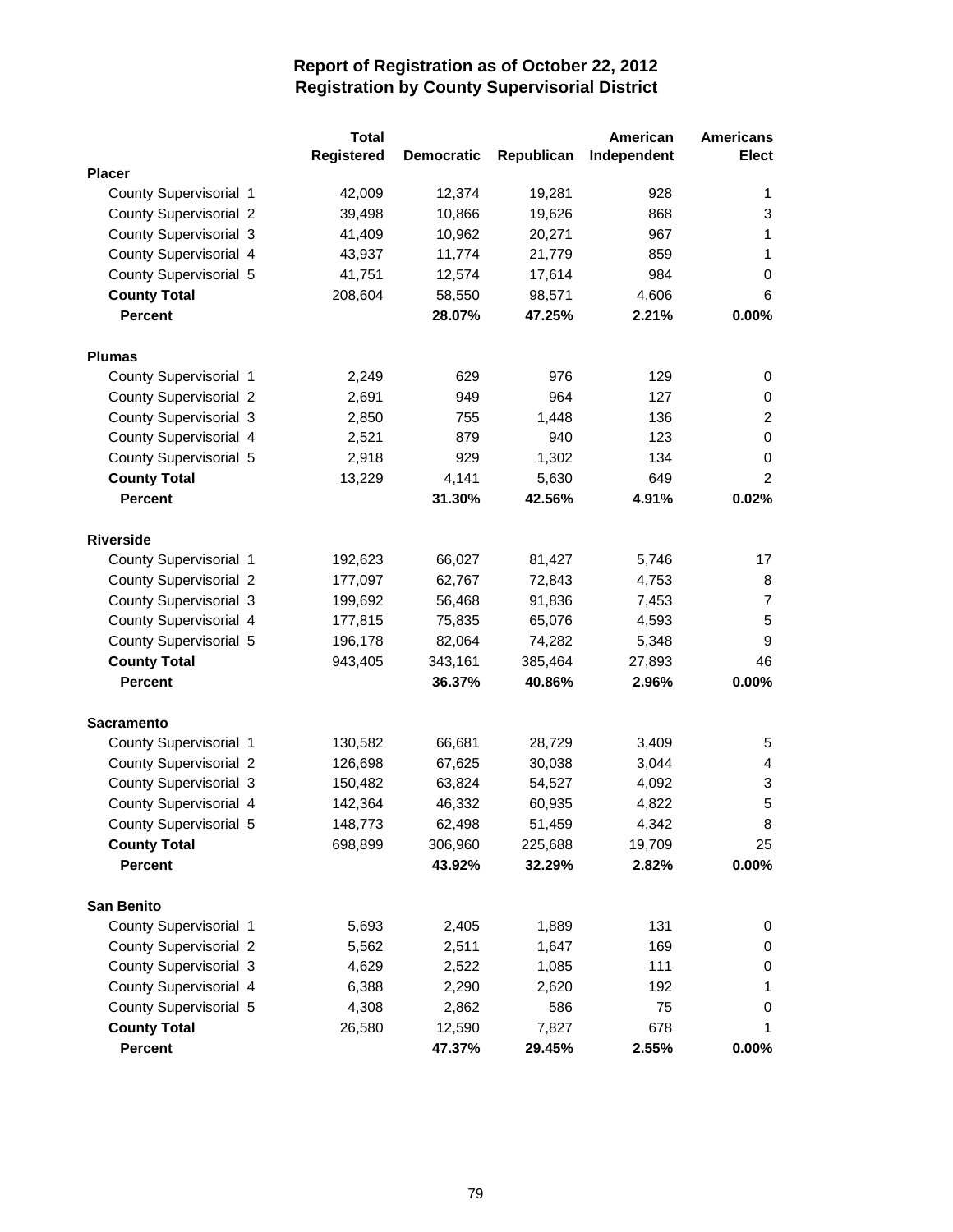# Report of Registration as of October 22, 2012
## Registration by County Supervisorial District

| | Total Registered | Democratic | Republican | American Independent | Americans Elect |
|---|---|---|---|---|---|
| **Placer** | | | | | |
| County Supervisorial 1 | 42,009 | 12,374 | 19,281 | 928 | 1 |
| County Supervisorial 2 | 39,498 | 10,866 | 19,626 | 868 | 3 |
| County Supervisorial 3 | 41,409 | 10,962 | 20,271 | 967 | 1 |
| County Supervisorial 4 | 43,937 | 11,774 | 21,779 | 859 | 1 |
| County Supervisorial 5 | 41,751 | 12,574 | 17,614 | 984 | 0 |
| **County Total** | 208,604 | 58,550 | 98,571 | 4,606 | 6 |
| **Percent** | | **28.07%** | **47.25%** | **2.21%** | **0.00%** |
| **Plumas** | | | | | |
| County Supervisorial 1 | 2,249 | 629 | 976 | 129 | 0 |
| County Supervisorial 2 | 2,691 | 949 | 964 | 127 | 0 |
| County Supervisorial 3 | 2,850 | 755 | 1,448 | 136 | 2 |
| County Supervisorial 4 | 2,521 | 879 | 940 | 123 | 0 |
| County Supervisorial 5 | 2,918 | 929 | 1,302 | 134 | 0 |
| **County Total** | 13,229 | 4,141 | 5,630 | 649 | 2 |
| **Percent** | | **31.30%** | **42.56%** | **4.91%** | **0.02%** |
| **Riverside** | | | | | |
| County Supervisorial 1 | 192,623 | 66,027 | 81,427 | 5,746 | 17 |
| County Supervisorial 2 | 177,097 | 62,767 | 72,843 | 4,753 | 8 |
| County Supervisorial 3 | 199,692 | 56,468 | 91,836 | 7,453 | 7 |
| County Supervisorial 4 | 177,815 | 75,835 | 65,076 | 4,593 | 5 |
| County Supervisorial 5 | 196,178 | 82,064 | 74,282 | 5,348 | 9 |
| **County Total** | 943,405 | 343,161 | 385,464 | 27,893 | 46 |
| **Percent** | | **36.37%** | **40.86%** | **2.96%** | **0.00%** |
| **Sacramento** | | | | | |
| County Supervisorial 1 | 130,582 | 66,681 | 28,729 | 3,409 | 5 |
| County Supervisorial 2 | 126,698 | 67,625 | 30,038 | 3,044 | 4 |
| County Supervisorial 3 | 150,482 | 63,824 | 54,527 | 4,092 | 3 |
| County Supervisorial 4 | 142,364 | 46,332 | 60,935 | 4,822 | 5 |
| County Supervisorial 5 | 148,773 | 62,498 | 51,459 | 4,342 | 8 |
| **County Total** | 698,899 | 306,960 | 225,688 | 19,709 | 25 |
| **Percent** | | **43.92%** | **32.29%** | **2.82%** | **0.00%** |
| **San Benito** | | | | | |
| County Supervisorial 1 | 5,693 | 2,405 | 1,889 | 131 | 0 |
| County Supervisorial 2 | 5,562 | 2,511 | 1,647 | 169 | 0 |
| County Supervisorial 3 | 4,629 | 2,522 | 1,085 | 111 | 0 |
| County Supervisorial 4 | 6,388 | 2,290 | 2,620 | 192 | 1 |
| County Supervisorial 5 | 4,308 | 2,862 | 586 | 75 | 0 |
| **County Total** | 26,580 | 12,590 | 7,827 | 678 | 1 |
| **Percent** | | **47.37%** | **29.45%** | **2.55%** | **0.00%** |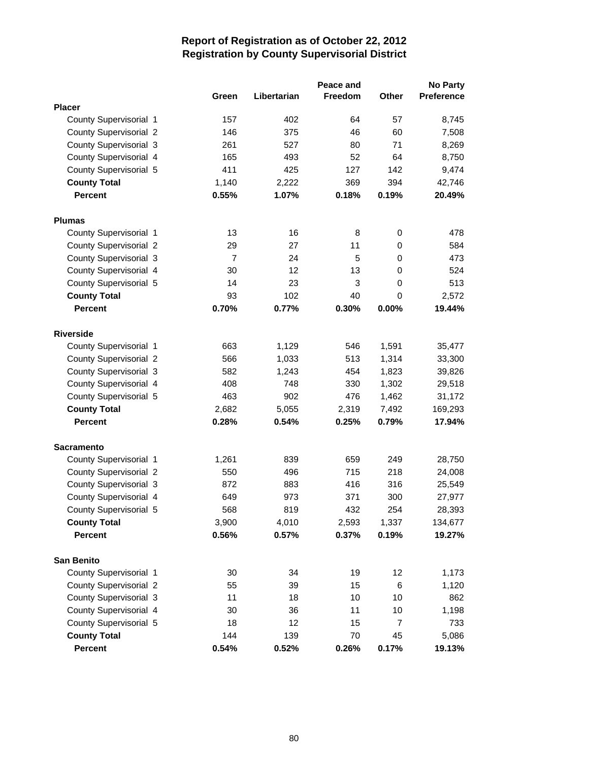# Report of Registration as of October 22, 2012
## Registration by County Supervisorial District

| | Green | Libertarian | Peace and Freedom | Other | No Party Preference |
|---|---|---|---|---|---|
| **Placer** | | | | | |
| County Supervisorial 1 | 157 | 402 | 64 | 57 | 8,745 |
| County Supervisorial 2 | 146 | 375 | 46 | 60 | 7,508 |
| County Supervisorial 3 | 261 | 527 | 80 | 71 | 8,269 |
| County Supervisorial 4 | 165 | 493 | 52 | 64 | 8,750 |
| County Supervisorial 5 | 411 | 425 | 127 | 142 | 9,474 |
| **County Total** | 1,140 | 2,222 | 369 | 394 | 42,746 |
| **Percent** | **0.55%** | **1.07%** | **0.18%** | **0.19%** | **20.49%** |
| **Plumas** | | | | | |
| County Supervisorial 1 | 13 | 16 | 8 | 0 | 478 |
| County Supervisorial 2 | 29 | 27 | 11 | 0 | 584 |
| County Supervisorial 3 | 7 | 24 | 5 | 0 | 473 |
| County Supervisorial 4 | 30 | 12 | 13 | 0 | 524 |
| County Supervisorial 5 | 14 | 23 | 3 | 0 | 513 |
| **County Total** | 93 | 102 | 40 | 0 | 2,572 |
| **Percent** | **0.70%** | **0.77%** | **0.30%** | **0.00%** | **19.44%** |
| **Riverside** | | | | | |
| County Supervisorial 1 | 663 | 1,129 | 546 | 1,591 | 35,477 |
| County Supervisorial 2 | 566 | 1,033 | 513 | 1,314 | 33,300 |
| County Supervisorial 3 | 582 | 1,243 | 454 | 1,823 | 39,826 |
| County Supervisorial 4 | 408 | 748 | 330 | 1,302 | 29,518 |
| County Supervisorial 5 | 463 | 902 | 476 | 1,462 | 31,172 |
| **County Total** | 2,682 | 5,055 | 2,319 | 7,492 | 169,293 |
| **Percent** | **0.28%** | **0.54%** | **0.25%** | **0.79%** | **17.94%** |
| **Sacramento** | | | | | |
| County Supervisorial 1 | 1,261 | 839 | 659 | 249 | 28,750 |
| County Supervisorial 2 | 550 | 496 | 715 | 218 | 24,008 |
| County Supervisorial 3 | 872 | 883 | 416 | 316 | 25,549 |
| County Supervisorial 4 | 649 | 973 | 371 | 300 | 27,977 |
| County Supervisorial 5 | 568 | 819 | 432 | 254 | 28,393 |
| **County Total** | 3,900 | 4,010 | 2,593 | 1,337 | 134,677 |
| **Percent** | **0.56%** | **0.57%** | **0.37%** | **0.19%** | **19.27%** |
| **San Benito** | | | | | |
| County Supervisorial 1 | 30 | 34 | 19 | 12 | 1,173 |
| County Supervisorial 2 | 55 | 39 | 15 | 6 | 1,120 |
| County Supervisorial 3 | 11 | 18 | 10 | 10 | 862 |
| County Supervisorial 4 | 30 | 36 | 11 | 10 | 1,198 |
| County Supervisorial 5 | 18 | 12 | 15 | 7 | 733 |
| **County Total** | 144 | 139 | 70 | 45 | 5,086 |
| **Percent** | **0.54%** | **0.52%** | **0.26%** | **0.17%** | **19.13%** |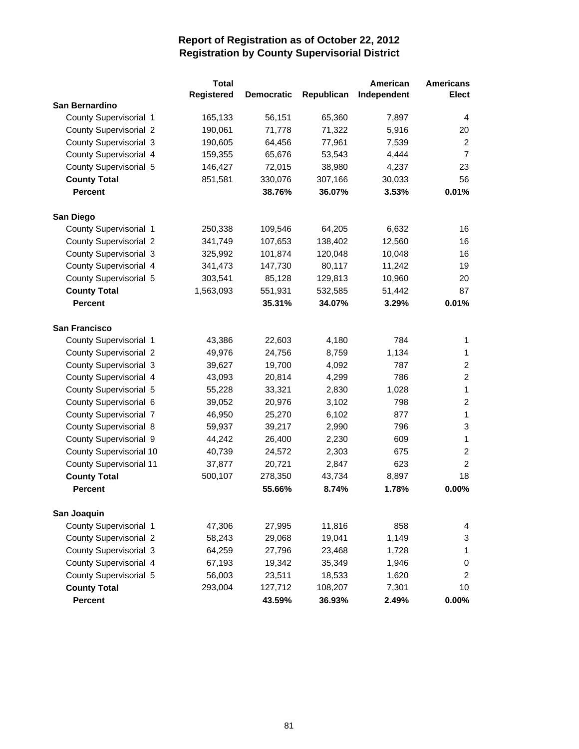# Report of Registration as of October 22, 2012
## Registration by County Supervisorial District

| | Total Registered | Democratic | Republican | American Independent | Americans Elect |
|---|---|---|---|---|---|
| **San Bernardino** | | | | | |
| County Supervisorial 1 | 165,133 | 56,151 | 65,360 | 7,897 | 4 |
| County Supervisorial 2 | 190,061 | 71,778 | 71,322 | 5,916 | 20 |
| County Supervisorial 3 | 190,605 | 64,456 | 77,961 | 7,539 | 2 |
| County Supervisorial 4 | 159,355 | 65,676 | 53,543 | 4,444 | 7 |
| County Supervisorial 5 | 146,427 | 72,015 | 38,980 | 4,237 | 23 |
| **County Total** | 851,581 | 330,076 | 307,166 | 30,033 | 56 |
| **Percent** | | **38.76%** | **36.07%** | **3.53%** | **0.01%** |
| **San Diego** | | | | | |
| County Supervisorial 1 | 250,338 | 109,546 | 64,205 | 6,632 | 16 |
| County Supervisorial 2 | 341,749 | 107,653 | 138,402 | 12,560 | 16 |
| County Supervisorial 3 | 325,992 | 101,874 | 120,048 | 10,048 | 16 |
| County Supervisorial 4 | 341,473 | 147,730 | 80,117 | 11,242 | 19 |
| County Supervisorial 5 | 303,541 | 85,128 | 129,813 | 10,960 | 20 |
| **County Total** | 1,563,093 | 551,931 | 532,585 | 51,442 | 87 |
| **Percent** | | **35.31%** | **34.07%** | **3.29%** | **0.01%** |
| **San Francisco** | | | | | |
| County Supervisorial 1 | 43,386 | 22,603 | 4,180 | 784 | 1 |
| County Supervisorial 2 | 49,976 | 24,756 | 8,759 | 1,134 | 1 |
| County Supervisorial 3 | 39,627 | 19,700 | 4,092 | 787 | 2 |
| County Supervisorial 4 | 43,093 | 20,814 | 4,299 | 786 | 2 |
| County Supervisorial 5 | 55,228 | 33,321 | 2,830 | 1,028 | 1 |
| County Supervisorial 6 | 39,052 | 20,976 | 3,102 | 798 | 2 |
| County Supervisorial 7 | 46,950 | 25,270 | 6,102 | 877 | 1 |
| County Supervisorial 8 | 59,937 | 39,217 | 2,990 | 796 | 3 |
| County Supervisorial 9 | 44,242 | 26,400 | 2,230 | 609 | 1 |
| County Supervisorial 10 | 40,739 | 24,572 | 2,303 | 675 | 2 |
| County Supervisorial 11 | 37,877 | 20,721 | 2,847 | 623 | 2 |
| **County Total** | 500,107 | 278,350 | 43,734 | 8,897 | 18 |
| **Percent** | | **55.66%** | **8.74%** | **1.78%** | **0.00%** |
| **San Joaquin** | | | | | |
| County Supervisorial 1 | 47,306 | 27,995 | 11,816 | 858 | 4 |
| County Supervisorial 2 | 58,243 | 29,068 | 19,041 | 1,149 | 3 |
| County Supervisorial 3 | 64,259 | 27,796 | 23,468 | 1,728 | 1 |
| County Supervisorial 4 | 67,193 | 19,342 | 35,349 | 1,946 | 0 |
| County Supervisorial 5 | 56,003 | 23,511 | 18,533 | 1,620 | 2 |
| **County Total** | 293,004 | 127,712 | 108,207 | 7,301 | 10 |
| **Percent** | | **43.59%** | **36.93%** | **2.49%** | **0.00%** |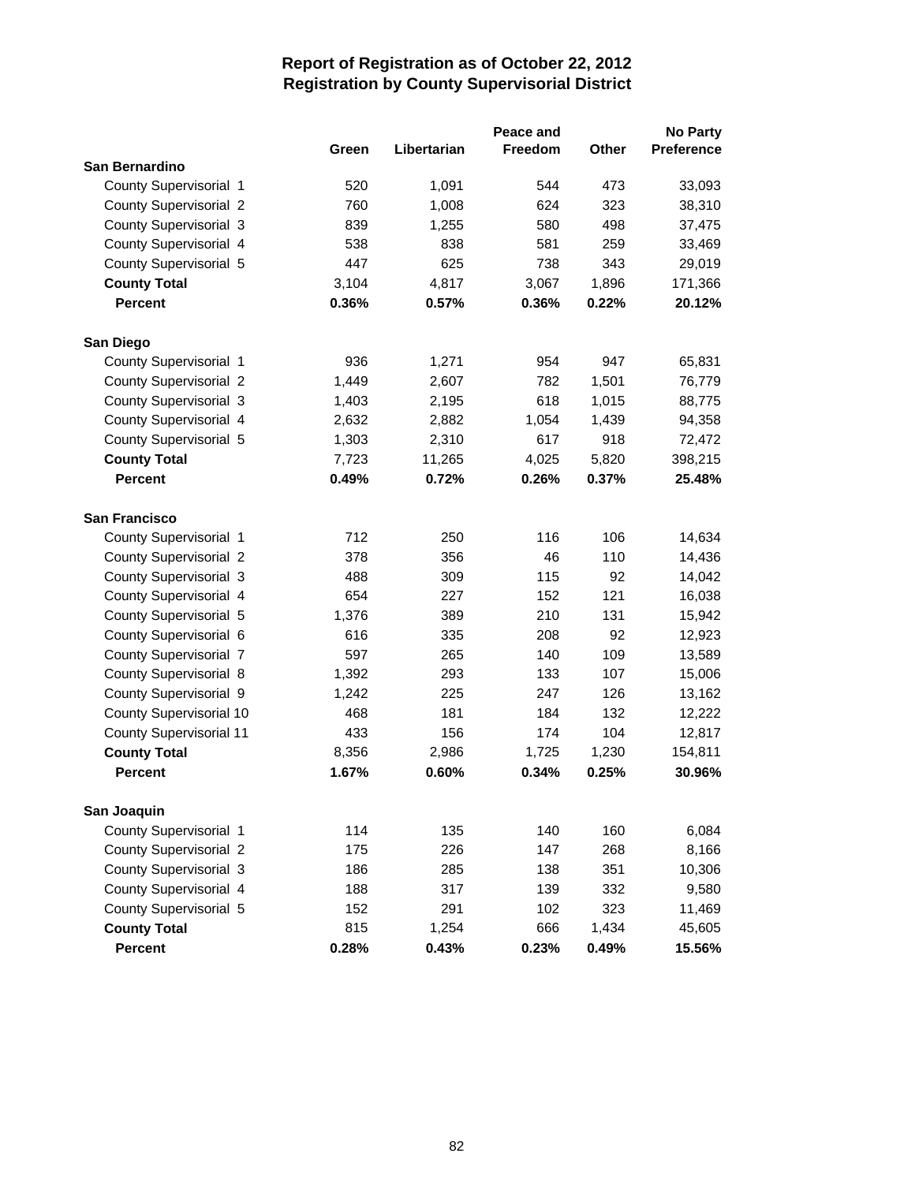# Report of Registration as of October 22, 2012
## Registration by County Supervisorial District

| | Green | Libertarian | Peace and Freedom | Other | No Party Preference |
|---|---|---|---|---|---|
| **San Bernardino** | | | | | |
| County Supervisorial 1 | 520 | 1,091 | 544 | 473 | 33,093 |
| County Supervisorial 2 | 760 | 1,008 | 624 | 323 | 38,310 |
| County Supervisorial 3 | 839 | 1,255 | 580 | 498 | 37,475 |
| County Supervisorial 4 | 538 | 838 | 581 | 259 | 33,469 |
| County Supervisorial 5 | 447 | 625 | 738 | 343 | 29,019 |
| **County Total** | 3,104 | 4,817 | 3,067 | 1,896 | 171,366 |
| **Percent** | **0.36%** | **0.57%** | **0.36%** | **0.22%** | **20.12%** |
| **San Diego** | | | | | |
| County Supervisorial 1 | 936 | 1,271 | 954 | 947 | 65,831 |
| County Supervisorial 2 | 1,449 | 2,607 | 782 | 1,501 | 76,779 |
| County Supervisorial 3 | 1,403 | 2,195 | 618 | 1,015 | 88,775 |
| County Supervisorial 4 | 2,632 | 2,882 | 1,054 | 1,439 | 94,358 |
| County Supervisorial 5 | 1,303 | 2,310 | 617 | 918 | 72,472 |
| **County Total** | 7,723 | 11,265 | 4,025 | 5,820 | 398,215 |
| **Percent** | **0.49%** | **0.72%** | **0.26%** | **0.37%** | **25.48%** |
| **San Francisco** | | | | | |
| County Supervisorial 1 | 712 | 250 | 116 | 106 | 14,634 |
| County Supervisorial 2 | 378 | 356 | 46 | 110 | 14,436 |
| County Supervisorial 3 | 488 | 309 | 115 | 92 | 14,042 |
| County Supervisorial 4 | 654 | 227 | 152 | 121 | 16,038 |
| County Supervisorial 5 | 1,376 | 389 | 210 | 131 | 15,942 |
| County Supervisorial 6 | 616 | 335 | 208 | 92 | 12,923 |
| County Supervisorial 7 | 597 | 265 | 140 | 109 | 13,589 |
| County Supervisorial 8 | 1,392 | 293 | 133 | 107 | 15,006 |
| County Supervisorial 9 | 1,242 | 225 | 247 | 126 | 13,162 |
| County Supervisorial 10 | 468 | 181 | 184 | 132 | 12,222 |
| County Supervisorial 11 | 433 | 156 | 174 | 104 | 12,817 |
| **County Total** | 8,356 | 2,986 | 1,725 | 1,230 | 154,811 |
| **Percent** | **1.67%** | **0.60%** | **0.34%** | **0.25%** | **30.96%** |
| **San Joaquin** | | | | | |
| County Supervisorial 1 | 114 | 135 | 140 | 160 | 6,084 |
| County Supervisorial 2 | 175 | 226 | 147 | 268 | 8,166 |
| County Supervisorial 3 | 186 | 285 | 138 | 351 | 10,306 |
| County Supervisorial 4 | 188 | 317 | 139 | 332 | 9,580 |
| County Supervisorial 5 | 152 | 291 | 102 | 323 | 11,469 |
| **County Total** | 815 | 1,254 | 666 | 1,434 | 45,605 |
| **Percent** | **0.28%** | **0.43%** | **0.23%** | **0.49%** | **15.56%** |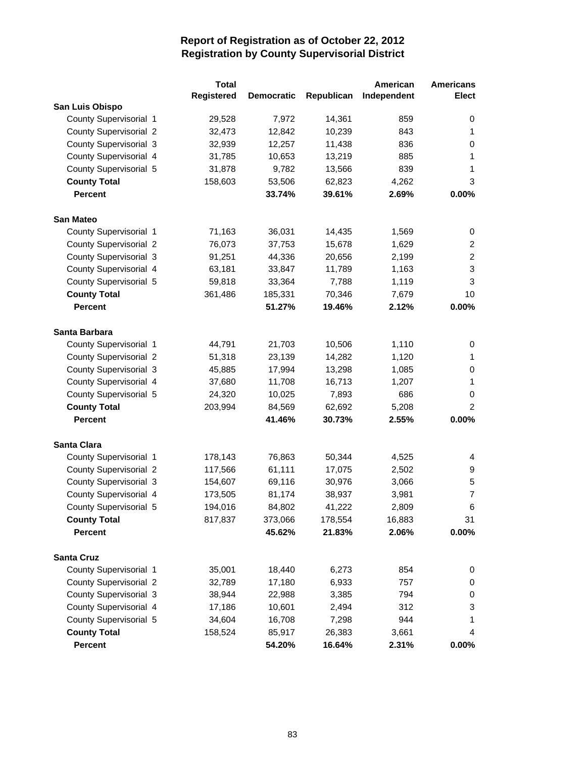# Report of Registration as of October 22, 2012
## Registration by County Supervisorial District

| | Total Registered | Democratic | Republican | American Independent | Americans Elect |
|---|---|---|---|---|---|
| **San Luis Obispo** | | | | | |
| County Supervisorial 1 | 29,528 | 7,972 | 14,361 | 859 | 0 |
| County Supervisorial 2 | 32,473 | 12,842 | 10,239 | 843 | 1 |
| County Supervisorial 3 | 32,939 | 12,257 | 11,438 | 836 | 0 |
| County Supervisorial 4 | 31,785 | 10,653 | 13,219 | 885 | 1 |
| County Supervisorial 5 | 31,878 | 9,782 | 13,566 | 839 | 1 |
| **County Total** | 158,603 | 53,506 | 62,823 | 4,262 | 3 |
| **Percent** | | **33.74%** | **39.61%** | **2.69%** | **0.00%** |
| **San Mateo** | | | | | |
| County Supervisorial 1 | 71,163 | 36,031 | 14,435 | 1,569 | 0 |
| County Supervisorial 2 | 76,073 | 37,753 | 15,678 | 1,629 | 2 |
| County Supervisorial 3 | 91,251 | 44,336 | 20,656 | 2,199 | 2 |
| County Supervisorial 4 | 63,181 | 33,847 | 11,789 | 1,163 | 3 |
| County Supervisorial 5 | 59,818 | 33,364 | 7,788 | 1,119 | 3 |
| **County Total** | 361,486 | 185,331 | 70,346 | 7,679 | 10 |
| **Percent** | | **51.27%** | **19.46%** | **2.12%** | **0.00%** |
| **Santa Barbara** | | | | | |
| County Supervisorial 1 | 44,791 | 21,703 | 10,506 | 1,110 | 0 |
| County Supervisorial 2 | 51,318 | 23,139 | 14,282 | 1,120 | 1 |
| County Supervisorial 3 | 45,885 | 17,994 | 13,298 | 1,085 | 0 |
| County Supervisorial 4 | 37,680 | 11,708 | 16,713 | 1,207 | 1 |
| County Supervisorial 5 | 24,320 | 10,025 | 7,893 | 686 | 0 |
| **County Total** | 203,994 | 84,569 | 62,692 | 5,208 | 2 |
| **Percent** | | **41.46%** | **30.73%** | **2.55%** | **0.00%** |
| **Santa Clara** | | | | | |
| County Supervisorial 1 | 178,143 | 76,863 | 50,344 | 4,525 | 4 |
| County Supervisorial 2 | 117,566 | 61,111 | 17,075 | 2,502 | 9 |
| County Supervisorial 3 | 154,607 | 69,116 | 30,976 | 3,066 | 5 |
| County Supervisorial 4 | 173,505 | 81,174 | 38,937 | 3,981 | 7 |
| County Supervisorial 5 | 194,016 | 84,802 | 41,222 | 2,809 | 6 |
| **County Total** | 817,837 | 373,066 | 178,554 | 16,883 | 31 |
| **Percent** | | **45.62%** | **21.83%** | **2.06%** | **0.00%** |
| **Santa Cruz** | | | | | |
| County Supervisorial 1 | 35,001 | 18,440 | 6,273 | 854 | 0 |
| County Supervisorial 2 | 32,789 | 17,180 | 6,933 | 757 | 0 |
| County Supervisorial 3 | 38,944 | 22,988 | 3,385 | 794 | 0 |
| County Supervisorial 4 | 17,186 | 10,601 | 2,494 | 312 | 3 |
| County Supervisorial 5 | 34,604 | 16,708 | 7,298 | 944 | 1 |
| **County Total** | 158,524 | 85,917 | 26,383 | 3,661 | 4 |
| **Percent** | | **54.20%** | **16.64%** | **2.31%** | **0.00%** |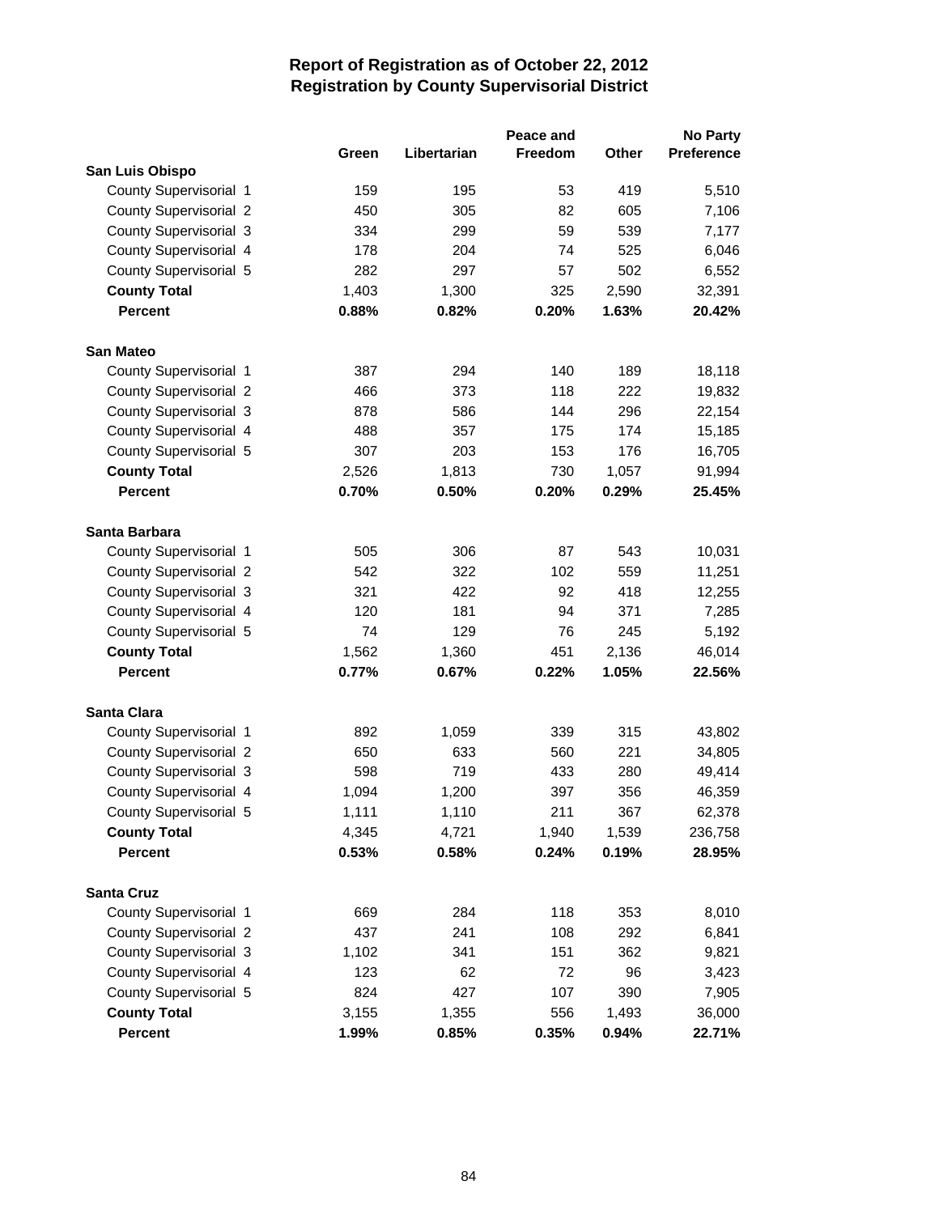# Report of Registration as of October 22, 2012
## Registration by County Supervisorial District

| | Green | Libertarian | Peace and Freedom | Other | No Party Preference |
|---|---|---|---|---|---|
| **San Luis Obispo** | | | | | |
| County Supervisorial 1 | 159 | 195 | 53 | 419 | 5,510 |
| County Supervisorial 2 | 450 | 305 | 82 | 605 | 7,106 |
| County Supervisorial 3 | 334 | 299 | 59 | 539 | 7,177 |
| County Supervisorial 4 | 178 | 204 | 74 | 525 | 6,046 |
| County Supervisorial 5 | 282 | 297 | 57 | 502 | 6,552 |
| **County Total** | **1,403** | **1,300** | **325** | **2,590** | **32,391** |
| **Percent** | **0.88%** | **0.82%** | **0.20%** | **1.63%** | **20.42%** |
| **San Mateo** | | | | | |
| County Supervisorial 1 | 387 | 294 | 140 | 189 | 18,118 |
| County Supervisorial 2 | 466 | 373 | 118 | 222 | 19,832 |
| County Supervisorial 3 | 878 | 586 | 144 | 296 | 22,154 |
| County Supervisorial 4 | 488 | 357 | 175 | 174 | 15,185 |
| County Supervisorial 5 | 307 | 203 | 153 | 176 | 16,705 |
| **County Total** | **2,526** | **1,813** | **730** | **1,057** | **91,994** |
| **Percent** | **0.70%** | **0.50%** | **0.20%** | **0.29%** | **25.45%** |
| **Santa Barbara** | | | | | |
| County Supervisorial 1 | 505 | 306 | 87 | 543 | 10,031 |
| County Supervisorial 2 | 542 | 322 | 102 | 559 | 11,251 |
| County Supervisorial 3 | 321 | 422 | 92 | 418 | 12,255 |
| County Supervisorial 4 | 120 | 181 | 94 | 371 | 7,285 |
| County Supervisorial 5 | 74 | 129 | 76 | 245 | 5,192 |
| **County Total** | **1,562** | **1,360** | **451** | **2,136** | **46,014** |
| **Percent** | **0.77%** | **0.67%** | **0.22%** | **1.05%** | **22.56%** |
| **Santa Clara** | | | | | |
| County Supervisorial 1 | 892 | 1,059 | 339 | 315 | 43,802 |
| County Supervisorial 2 | 650 | 633 | 560 | 221 | 34,805 |
| County Supervisorial 3 | 598 | 719 | 433 | 280 | 49,414 |
| County Supervisorial 4 | 1,094 | 1,200 | 397 | 356 | 46,359 |
| County Supervisorial 5 | 1,111 | 1,110 | 211 | 367 | 62,378 |
| **County Total** | **4,345** | **4,721** | **1,940** | **1,539** | **236,758** |
| **Percent** | **0.53%** | **0.58%** | **0.24%** | **0.19%** | **28.95%** |
| **Santa Cruz** | | | | | |
| County Supervisorial 1 | 669 | 284 | 118 | 353 | 8,010 |
| County Supervisorial 2 | 437 | 241 | 108 | 292 | 6,841 |
| County Supervisorial 3 | 1,102 | 341 | 151 | 362 | 9,821 |
| County Supervisorial 4 | 123 | 62 | 72 | 96 | 3,423 |
| County Supervisorial 5 | 824 | 427 | 107 | 390 | 7,905 |
| **County Total** | **3,155** | **1,355** | **556** | **1,493** | **36,000** |
| **Percent** | **1.99%** | **0.85%** | **0.35%** | **0.94%** | **22.71%** |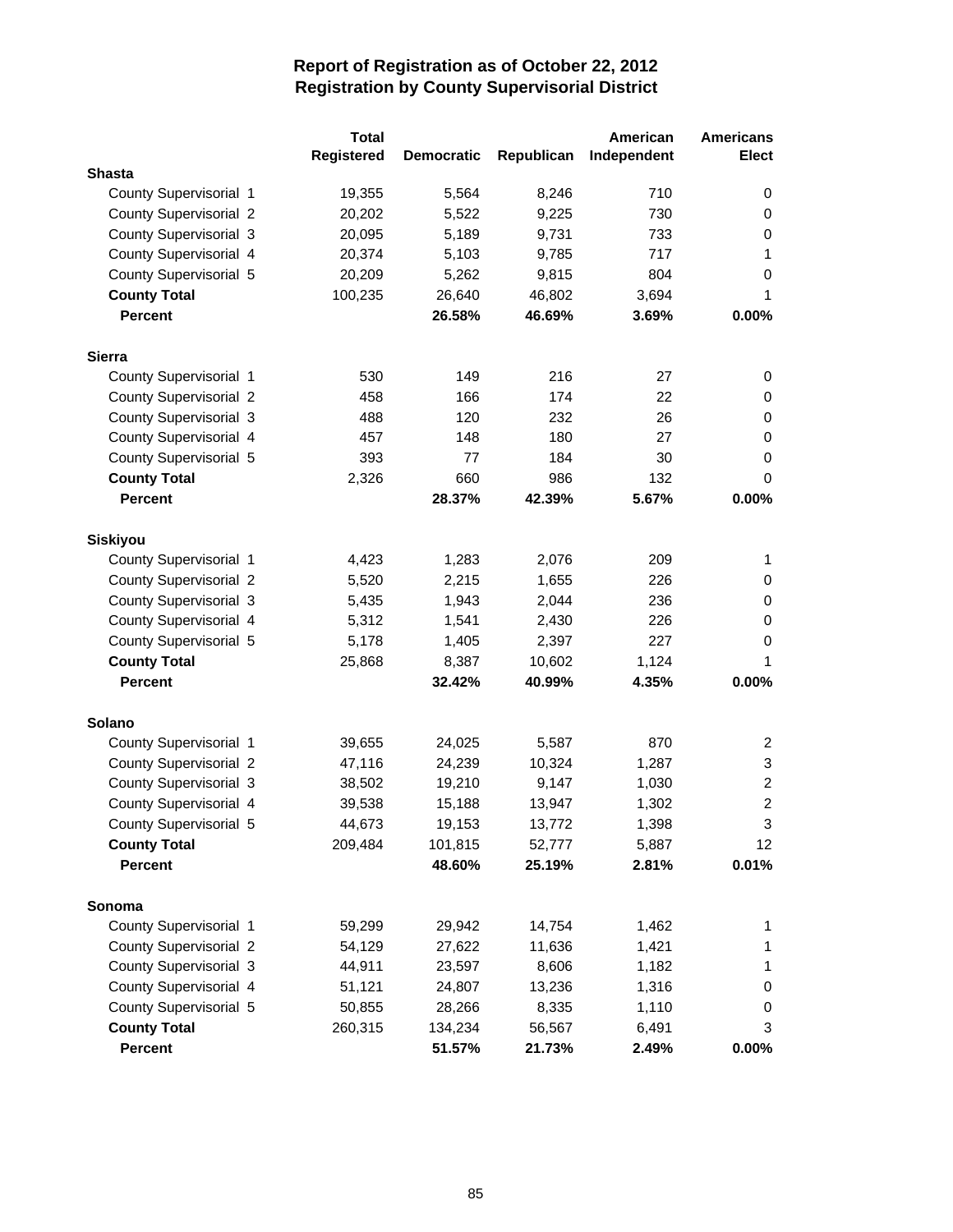# Report of Registration as of October 22, 2012
## Registration by County Supervisorial District

| | Total Registered | Democratic | Republican | American Independent | Americans Elect |
|---|---|---|---|---|---|
| **Shasta** | | | | | |
| County Supervisorial 1 | 19,355 | 5,564 | 8,246 | 710 | 0 |
| County Supervisorial 2 | 20,202 | 5,522 | 9,225 | 730 | 0 |
| County Supervisorial 3 | 20,095 | 5,189 | 9,731 | 733 | 0 |
| County Supervisorial 4 | 20,374 | 5,103 | 9,785 | 717 | 1 |
| County Supervisorial 5 | 20,209 | 5,262 | 9,815 | 804 | 0 |
| **County Total** | 100,235 | 26,640 | 46,802 | 3,694 | 1 |
| **Percent** | | **26.58%** | **46.69%** | **3.69%** | **0.00%** |
| **Sierra** | | | | | |
| County Supervisorial 1 | 530 | 149 | 216 | 27 | 0 |
| County Supervisorial 2 | 458 | 166 | 174 | 22 | 0 |
| County Supervisorial 3 | 488 | 120 | 232 | 26 | 0 |
| County Supervisorial 4 | 457 | 148 | 180 | 27 | 0 |
| County Supervisorial 5 | 393 | 77 | 184 | 30 | 0 |
| **County Total** | 2,326 | 660 | 986 | 132 | 0 |
| **Percent** | | **28.37%** | **42.39%** | **5.67%** | **0.00%** |
| **Siskiyou** | | | | | |
| County Supervisorial 1 | 4,423 | 1,283 | 2,076 | 209 | 1 |
| County Supervisorial 2 | 5,520 | 2,215 | 1,655 | 226 | 0 |
| County Supervisorial 3 | 5,435 | 1,943 | 2,044 | 236 | 0 |
| County Supervisorial 4 | 5,312 | 1,541 | 2,430 | 226 | 0 |
| County Supervisorial 5 | 5,178 | 1,405 | 2,397 | 227 | 0 |
| **County Total** | 25,868 | 8,387 | 10,602 | 1,124 | 1 |
| **Percent** | | **32.42%** | **40.99%** | **4.35%** | **0.00%** |
| **Solano** | | | | | |
| County Supervisorial 1 | 39,655 | 24,025 | 5,587 | 870 | 2 |
| County Supervisorial 2 | 47,116 | 24,239 | 10,324 | 1,287 | 3 |
| County Supervisorial 3 | 38,502 | 19,210 | 9,147 | 1,030 | 2 |
| County Supervisorial 4 | 39,538 | 15,188 | 13,947 | 1,302 | 2 |
| County Supervisorial 5 | 44,673 | 19,153 | 13,772 | 1,398 | 3 |
| **County Total** | 209,484 | 101,815 | 52,777 | 5,887 | 12 |
| **Percent** | | **48.60%** | **25.19%** | **2.81%** | **0.01%** |
| **Sonoma** | | | | | |
| County Supervisorial 1 | 59,299 | 29,942 | 14,754 | 1,462 | 1 |
| County Supervisorial 2 | 54,129 | 27,622 | 11,636 | 1,421 | 1 |
| County Supervisorial 3 | 44,911 | 23,597 | 8,606 | 1,182 | 1 |
| County Supervisorial 4 | 51,121 | 24,807 | 13,236 | 1,316 | 0 |
| County Supervisorial 5 | 50,855 | 28,266 | 8,335 | 1,110 | 0 |
| **County Total** | 260,315 | 134,234 | 56,567 | 6,491 | 3 |
| **Percent** | | **51.57%** | **21.73%** | **2.49%** | **0.00%** |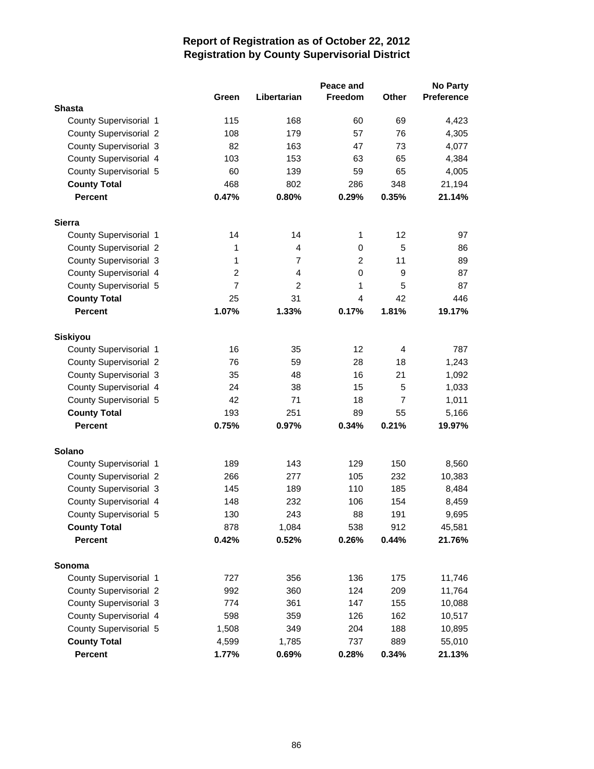# Report of Registration as of October 22, 2012
## Registration by County Supervisorial District

| | Green | Libertarian | Peace and Freedom | Other | No Party Preference |
|---|---|---|---|---|---|
| **Shasta** | | | | | |
| County Supervisorial 1 | 115 | 168 | 60 | 69 | 4,423 |
| County Supervisorial 2 | 108 | 179 | 57 | 76 | 4,305 |
| County Supervisorial 3 | 82 | 163 | 47 | 73 | 4,077 |
| County Supervisorial 4 | 103 | 153 | 63 | 65 | 4,384 |
| County Supervisorial 5 | 60 | 139 | 59 | 65 | 4,005 |
| **County Total** | 468 | 802 | 286 | 348 | 21,194 |
| **Percent** | **0.47%** | **0.80%** | **0.29%** | **0.35%** | **21.14%** |
| **Sierra** | | | | | |
| County Supervisorial 1 | 14 | 14 | 1 | 12 | 97 |
| County Supervisorial 2 | 1 | 4 | 0 | 5 | 86 |
| County Supervisorial 3 | 1 | 7 | 2 | 11 | 89 |
| County Supervisorial 4 | 2 | 4 | 0 | 9 | 87 |
| County Supervisorial 5 | 7 | 2 | 1 | 5 | 87 |
| **County Total** | 25 | 31 | 4 | 42 | 446 |
| **Percent** | **1.07%** | **1.33%** | **0.17%** | **1.81%** | **19.17%** |
| **Siskiyou** | | | | | |
| County Supervisorial 1 | 16 | 35 | 12 | 4 | 787 |
| County Supervisorial 2 | 76 | 59 | 28 | 18 | 1,243 |
| County Supervisorial 3 | 35 | 48 | 16 | 21 | 1,092 |
| County Supervisorial 4 | 24 | 38 | 15 | 5 | 1,033 |
| County Supervisorial 5 | 42 | 71 | 18 | 7 | 1,011 |
| **County Total** | 193 | 251 | 89 | 55 | 5,166 |
| **Percent** | **0.75%** | **0.97%** | **0.34%** | **0.21%** | **19.97%** |
| **Solano** | | | | | |
| County Supervisorial 1 | 189 | 143 | 129 | 150 | 8,560 |
| County Supervisorial 2 | 266 | 277 | 105 | 232 | 10,383 |
| County Supervisorial 3 | 145 | 189 | 110 | 185 | 8,484 |
| County Supervisorial 4 | 148 | 232 | 106 | 154 | 8,459 |
| County Supervisorial 5 | 130 | 243 | 88 | 191 | 9,695 |
| **County Total** | 878 | 1,084 | 538 | 912 | 45,581 |
| **Percent** | **0.42%** | **0.52%** | **0.26%** | **0.44%** | **21.76%** |
| **Sonoma** | | | | | |
| County Supervisorial 1 | 727 | 356 | 136 | 175 | 11,746 |
| County Supervisorial 2 | 992 | 360 | 124 | 209 | 11,764 |
| County Supervisorial 3 | 774 | 361 | 147 | 155 | 10,088 |
| County Supervisorial 4 | 598 | 359 | 126 | 162 | 10,517 |
| County Supervisorial 5 | 1,508 | 349 | 204 | 188 | 10,895 |
| **County Total** | 4,599 | 1,785 | 737 | 889 | 55,010 |
| **Percent** | **1.77%** | **0.69%** | **0.28%** | **0.34%** | **21.13%** |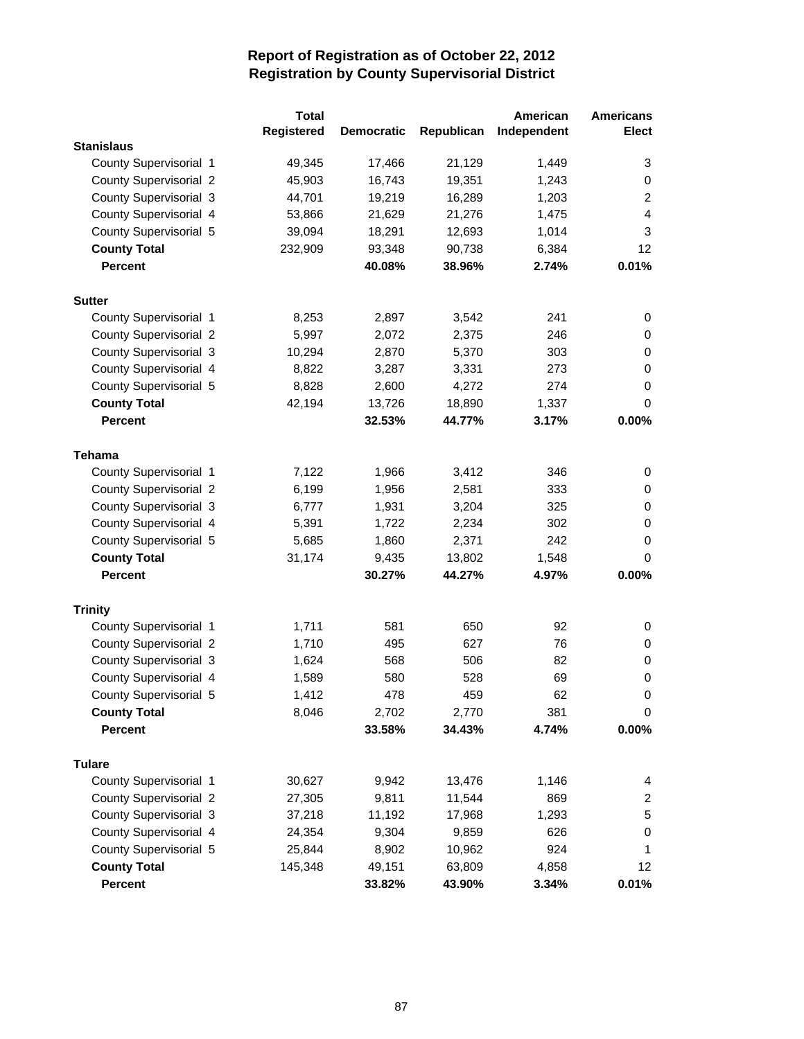# Report of Registration as of October 22, 2012
## Registration by County Supervisorial District

| | Total Registered | Democratic | Republican | American Independent | Americans Elect |
|---|---|---|---|---|---|
| **Stanislaus** | | | | | |
| County Supervisorial 1 | 49,345 | 17,466 | 21,129 | 1,449 | 3 |
| County Supervisorial 2 | 45,903 | 16,743 | 19,351 | 1,243 | 0 |
| County Supervisorial 3 | 44,701 | 19,219 | 16,289 | 1,203 | 2 |
| County Supervisorial 4 | 53,866 | 21,629 | 21,276 | 1,475 | 4 |
| County Supervisorial 5 | 39,094 | 18,291 | 12,693 | 1,014 | 3 |
| **County Total** | 232,909 | 93,348 | 90,738 | 6,384 | 12 |
| **Percent** | | **40.08%** | **38.96%** | **2.74%** | **0.01%** |
| **Sutter** | | | | | |
| County Supervisorial 1 | 8,253 | 2,897 | 3,542 | 241 | 0 |
| County Supervisorial 2 | 5,997 | 2,072 | 2,375 | 246 | 0 |
| County Supervisorial 3 | 10,294 | 2,870 | 5,370 | 303 | 0 |
| County Supervisorial 4 | 8,822 | 3,287 | 3,331 | 273 | 0 |
| County Supervisorial 5 | 8,828 | 2,600 | 4,272 | 274 | 0 |
| **County Total** | 42,194 | 13,726 | 18,890 | 1,337 | 0 |
| **Percent** | | **32.53%** | **44.77%** | **3.17%** | **0.00%** |
| **Tehama** | | | | | |
| County Supervisorial 1 | 7,122 | 1,966 | 3,412 | 346 | 0 |
| County Supervisorial 2 | 6,199 | 1,956 | 2,581 | 333 | 0 |
| County Supervisorial 3 | 6,777 | 1,931 | 3,204 | 325 | 0 |
| County Supervisorial 4 | 5,391 | 1,722 | 2,234 | 302 | 0 |
| County Supervisorial 5 | 5,685 | 1,860 | 2,371 | 242 | 0 |
| **County Total** | 31,174 | 9,435 | 13,802 | 1,548 | 0 |
| **Percent** | | **30.27%** | **44.27%** | **4.97%** | **0.00%** |
| **Trinity** | | | | | |
| County Supervisorial 1 | 1,711 | 581 | 650 | 92 | 0 |
| County Supervisorial 2 | 1,710 | 495 | 627 | 76 | 0 |
| County Supervisorial 3 | 1,624 | 568 | 506 | 82 | 0 |
| County Supervisorial 4 | 1,589 | 580 | 528 | 69 | 0 |
| County Supervisorial 5 | 1,412 | 478 | 459 | 62 | 0 |
| **County Total** | 8,046 | 2,702 | 2,770 | 381 | 0 |
| **Percent** | | **33.58%** | **34.43%** | **4.74%** | **0.00%** |
| **Tulare** | | | | | |
| County Supervisorial 1 | 30,627 | 9,942 | 13,476 | 1,146 | 4 |
| County Supervisorial 2 | 27,305 | 9,811 | 11,544 | 869 | 2 |
| County Supervisorial 3 | 37,218 | 11,192 | 17,968 | 1,293 | 5 |
| County Supervisorial 4 | 24,354 | 9,304 | 9,859 | 626 | 0 |
| County Supervisorial 5 | 25,844 | 8,902 | 10,962 | 924 | 1 |
| **County Total** | 145,348 | 49,151 | 63,809 | 4,858 | 12 |
| **Percent** | | **33.82%** | **43.90%** | **3.34%** | **0.01%** |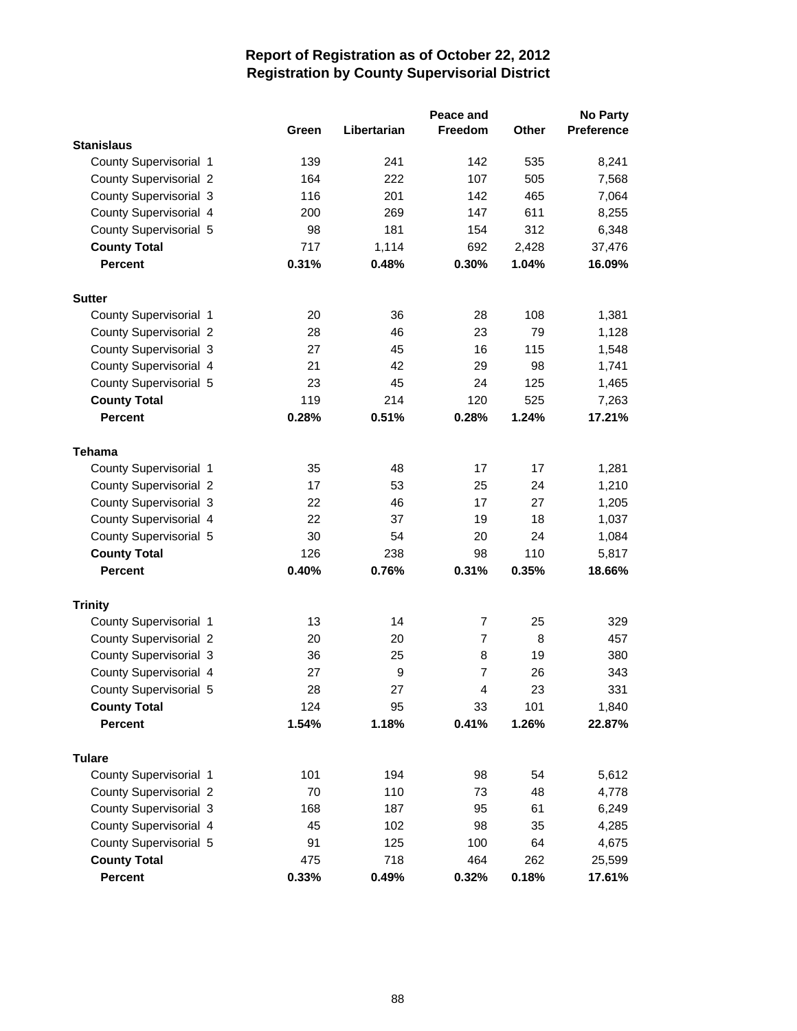# Report of Registration as of October 22, 2012
## Registration by County Supervisorial District

| | Green | Libertarian | Peace and Freedom | Other | No Party Preference |
|---|---|---|---|---|---|
| **Stanislaus** | | | | | |
| County Supervisorial 1 | 139 | 241 | 142 | 535 | 8,241 |
| County Supervisorial 2 | 164 | 222 | 107 | 505 | 7,568 |
| County Supervisorial 3 | 116 | 201 | 142 | 465 | 7,064 |
| County Supervisorial 4 | 200 | 269 | 147 | 611 | 8,255 |
| County Supervisorial 5 | 98 | 181 | 154 | 312 | 6,348 |
| **County Total** | 717 | 1,114 | 692 | 2,428 | 37,476 |
| **Percent** | **0.31%** | **0.48%** | **0.30%** | **1.04%** | **16.09%** |
| **Sutter** | | | | | |
| County Supervisorial 1 | 20 | 36 | 28 | 108 | 1,381 |
| County Supervisorial 2 | 28 | 46 | 23 | 79 | 1,128 |
| County Supervisorial 3 | 27 | 45 | 16 | 115 | 1,548 |
| County Supervisorial 4 | 21 | 42 | 29 | 98 | 1,741 |
| County Supervisorial 5 | 23 | 45 | 24 | 125 | 1,465 |
| **County Total** | 119 | 214 | 120 | 525 | 7,263 |
| **Percent** | **0.28%** | **0.51%** | **0.28%** | **1.24%** | **17.21%** |
| **Tehama** | | | | | |
| County Supervisorial 1 | 35 | 48 | 17 | 17 | 1,281 |
| County Supervisorial 2 | 17 | 53 | 25 | 24 | 1,210 |
| County Supervisorial 3 | 22 | 46 | 17 | 27 | 1,205 |
| County Supervisorial 4 | 22 | 37 | 19 | 18 | 1,037 |
| County Supervisorial 5 | 30 | 54 | 20 | 24 | 1,084 |
| **County Total** | 126 | 238 | 98 | 110 | 5,817 |
| **Percent** | **0.40%** | **0.76%** | **0.31%** | **0.35%** | **18.66%** |
| **Trinity** | | | | | |
| County Supervisorial 1 | 13 | 14 | 7 | 25 | 329 |
| County Supervisorial 2 | 20 | 20 | 7 | 8 | 457 |
| County Supervisorial 3 | 36 | 25 | 8 | 19 | 380 |
| County Supervisorial 4 | 27 | 9 | 7 | 26 | 343 |
| County Supervisorial 5 | 28 | 27 | 4 | 23 | 331 |
| **County Total** | 124 | 95 | 33 | 101 | 1,840 |
| **Percent** | **1.54%** | **1.18%** | **0.41%** | **1.26%** | **22.87%** |
| **Tulare** | | | | | |
| County Supervisorial 1 | 101 | 194 | 98 | 54 | 5,612 |
| County Supervisorial 2 | 70 | 110 | 73 | 48 | 4,778 |
| County Supervisorial 3 | 168 | 187 | 95 | 61 | 6,249 |
| County Supervisorial 4 | 45 | 102 | 98 | 35 | 4,285 |
| County Supervisorial 5 | 91 | 125 | 100 | 64 | 4,675 |
| **County Total** | 475 | 718 | 464 | 262 | 25,599 |
| **Percent** | **0.33%** | **0.49%** | **0.32%** | **0.18%** | **17.61%** |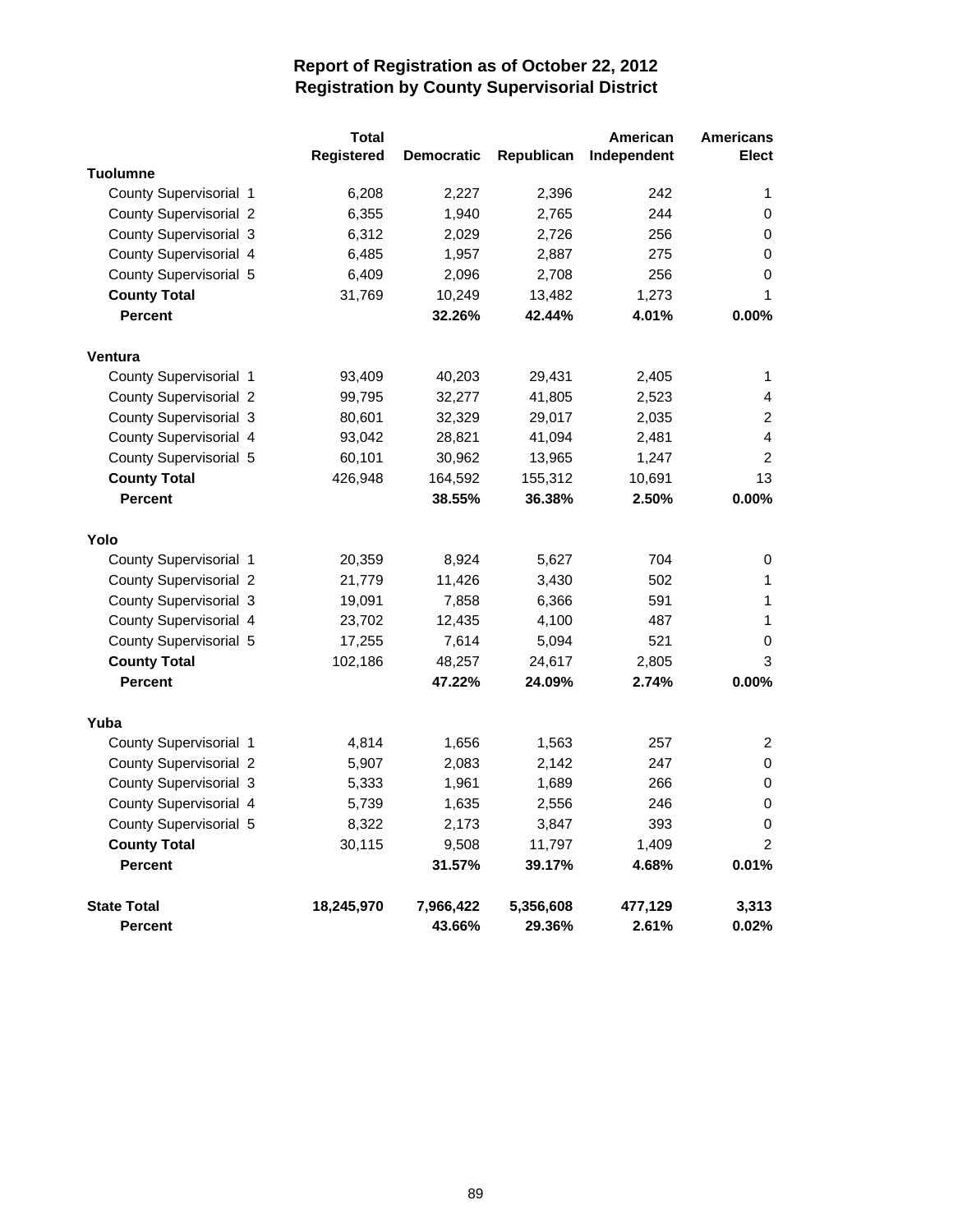# Report of Registration as of October 22, 2012
## Registration by County Supervisorial District

| | Total Registered | Democratic | Republican | American Independent | Americans Elect |
|---|---|---|---|---|---|
| **Tuolumne** | | | | | |
| County Supervisorial 1 | 6,208 | 2,227 | 2,396 | 242 | 1 |
| County Supervisorial 2 | 6,355 | 1,940 | 2,765 | 244 | 0 |
| County Supervisorial 3 | 6,312 | 2,029 | 2,726 | 256 | 0 |
| County Supervisorial 4 | 6,485 | 1,957 | 2,887 | 275 | 0 |
| County Supervisorial 5 | 6,409 | 2,096 | 2,708 | 256 | 0 |
| **County Total** | 31,769 | 10,249 | 13,482 | 1,273 | 1 |
| **Percent** | | **32.26%** | **42.44%** | **4.01%** | **0.00%** |
| **Ventura** | | | | | |
| County Supervisorial 1 | 93,409 | 40,203 | 29,431 | 2,405 | 1 |
| County Supervisorial 2 | 99,795 | 32,277 | 41,805 | 2,523 | 4 |
| County Supervisorial 3 | 80,601 | 32,329 | 29,017 | 2,035 | 2 |
| County Supervisorial 4 | 93,042 | 28,821 | 41,094 | 2,481 | 4 |
| County Supervisorial 5 | 60,101 | 30,962 | 13,965 | 1,247 | 2 |
| **County Total** | 426,948 | 164,592 | 155,312 | 10,691 | 13 |
| **Percent** | | **38.55%** | **36.38%** | **2.50%** | **0.00%** |
| **Yolo** | | | | | |
| County Supervisorial 1 | 20,359 | 8,924 | 5,627 | 704 | 0 |
| County Supervisorial 2 | 21,779 | 11,426 | 3,430 | 502 | 1 |
| County Supervisorial 3 | 19,091 | 7,858 | 6,366 | 591 | 1 |
| County Supervisorial 4 | 23,702 | 12,435 | 4,100 | 487 | 1 |
| County Supervisorial 5 | 17,255 | 7,614 | 5,094 | 521 | 0 |
| **County Total** | 102,186 | 48,257 | 24,617 | 2,805 | 3 |
| **Percent** | | **47.22%** | **24.09%** | **2.74%** | **0.00%** |
| **Yuba** | | | | | |
| County Supervisorial 1 | 4,814 | 1,656 | 1,563 | 257 | 2 |
| County Supervisorial 2 | 5,907 | 2,083 | 2,142 | 247 | 0 |
| County Supervisorial 3 | 5,333 | 1,961 | 1,689 | 266 | 0 |
| County Supervisorial 4 | 5,739 | 1,635 | 2,556 | 246 | 0 |
| County Supervisorial 5 | 8,322 | 2,173 | 3,847 | 393 | 0 |
| **County Total** | 30,115 | 9,508 | 11,797 | 1,409 | 2 |
| **Percent** | | **31.57%** | **39.17%** | **4.68%** | **0.01%** |
| **State Total** | **18,245,970** | **7,966,422** | **5,356,608** | **477,129** | **3,313** |
| **Percent** | | **43.66%** | **29.36%** | **2.61%** | **0.02%** |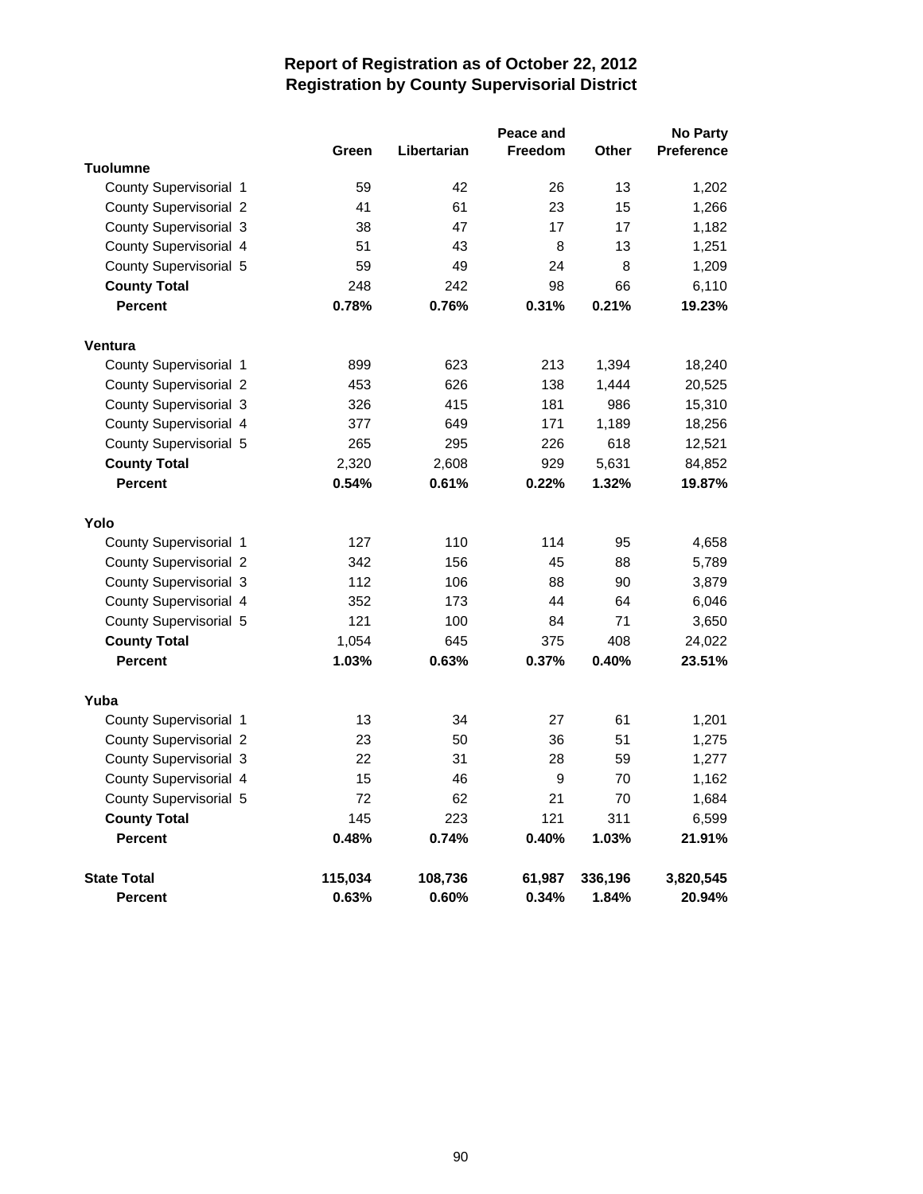# Report of Registration as of October 22, 2012
## Registration by County Supervisorial District

| | Green | Libertarian | Peace and Freedom | Other | No Party Preference |
|---|---|---|---|---|---|
| **Tuolumne** | | | | | |
| County Supervisorial 1 | 59 | 42 | 26 | 13 | 1,202 |
| County Supervisorial 2 | 41 | 61 | 23 | 15 | 1,266 |
| County Supervisorial 3 | 38 | 47 | 17 | 17 | 1,182 |
| County Supervisorial 4 | 51 | 43 | 8 | 13 | 1,251 |
| County Supervisorial 5 | 59 | 49 | 24 | 8 | 1,209 |
| **County Total** | **248** | **242** | **98** | **66** | **6,110** |
| **Percent** | **0.78%** | **0.76%** | **0.31%** | **0.21%** | **19.23%** |
| **Ventura** | | | | | |
| County Supervisorial 1 | 899 | 623 | 213 | 1,394 | 18,240 |
| County Supervisorial 2 | 453 | 626 | 138 | 1,444 | 20,525 |
| County Supervisorial 3 | 326 | 415 | 181 | 986 | 15,310 |
| County Supervisorial 4 | 377 | 649 | 171 | 1,189 | 18,256 |
| County Supervisorial 5 | 265 | 295 | 226 | 618 | 12,521 |
| **County Total** | **2,320** | **2,608** | **929** | **5,631** | **84,852** |
| **Percent** | **0.54%** | **0.61%** | **0.22%** | **1.32%** | **19.87%** |
| **Yolo** | | | | | |
| County Supervisorial 1 | 127 | 110 | 114 | 95 | 4,658 |
| County Supervisorial 2 | 342 | 156 | 45 | 88 | 5,789 |
| County Supervisorial 3 | 112 | 106 | 88 | 90 | 3,879 |
| County Supervisorial 4 | 352 | 173 | 44 | 64 | 6,046 |
| County Supervisorial 5 | 121 | 100 | 84 | 71 | 3,650 |
| **County Total** | **1,054** | **645** | **375** | **408** | **24,022** |
| **Percent** | **1.03%** | **0.63%** | **0.37%** | **0.40%** | **23.51%** |
| **Yuba** | | | | | |
| County Supervisorial 1 | 13 | 34 | 27 | 61 | 1,201 |
| County Supervisorial 2 | 23 | 50 | 36 | 51 | 1,275 |
| County Supervisorial 3 | 22 | 31 | 28 | 59 | 1,277 |
| County Supervisorial 4 | 15 | 46 | 9 | 70 | 1,162 |
| County Supervisorial 5 | 72 | 62 | 21 | 70 | 1,684 |
| **County Total** | **145** | **223** | **121** | **311** | **6,599** |
| **Percent** | **0.48%** | **0.74%** | **0.40%** | **1.03%** | **21.91%** |
| **State Total** | **115,034** | **108,736** | **61,987** | **336,196** | **3,820,545** |
| **Percent** | **0.63%** | **0.60%** | **0.34%** | **1.84%** | **20.94%** |